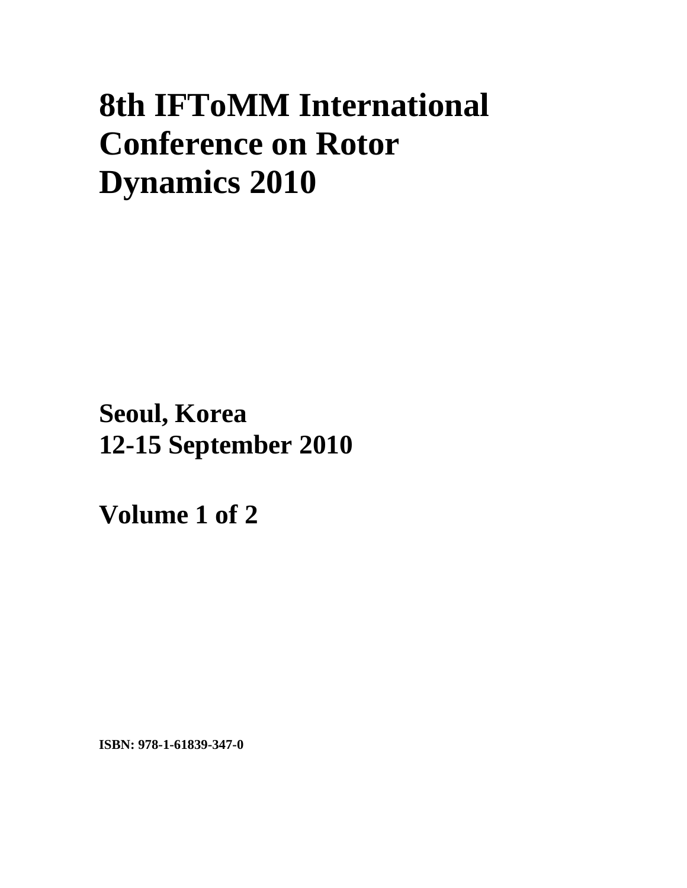# 8th IFToMM International Conference on Rotor Dynamics 2010

**Seoul, Korea**
**12-15 September 2010**

**Volume 1 of 2**

**ISBN: 978-1-61839-347-0**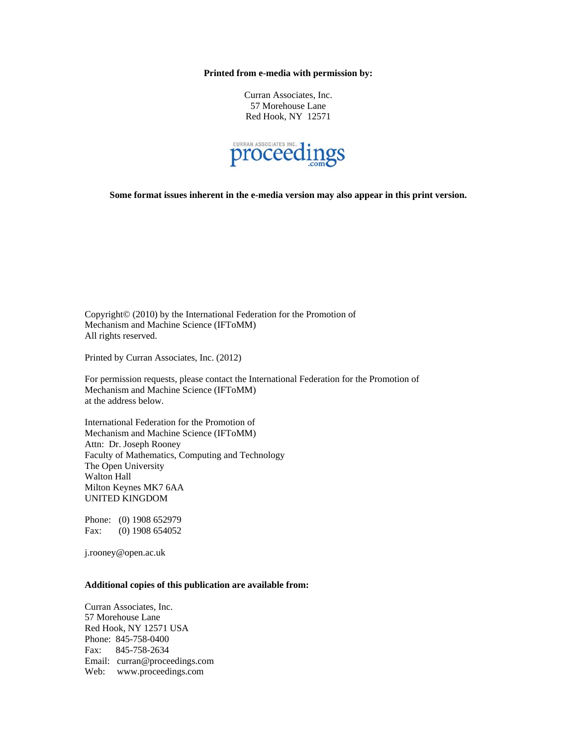**Printed from e-media with permission by:**

Curran Associates, Inc.
57 Morehouse Lane
Red Hook, NY 12571

**Some format issues inherent in the e-media version may also appear in this print version.**

Copyright© (2010) by the International Federation for the Promotion of Mechanism and Machine Science (IFToMM)
All rights reserved.

Printed by Curran Associates, Inc. (2012)

For permission requests, please contact the International Federation for the Promotion of Mechanism and Machine Science (IFToMM)
at the address below.

International Federation for the Promotion of
Mechanism and Machine Science (IFToMM)
Attn: Dr. Joseph Rooney
Faculty of Mathematics, Computing and Technology
The Open University
Walton Hall
Milton Keynes MK7 6AA
UNITED KINGDOM

Phone: (0) 1908 652979
Fax: (0) 1908 654052

j.rooney@open.ac.uk

**Additional copies of this publication are available from:**

Curran Associates, Inc.
57 Morehouse Lane
Red Hook, NY 12571 USA
Phone: 845-758-0400
Fax: 845-758-2634
Email: curran@proceedings.com
Web: www.proceedings.com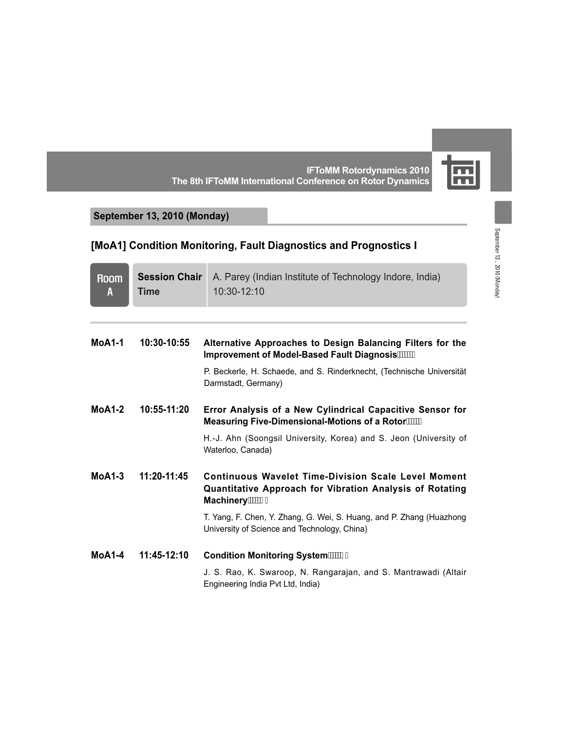## September 13, 2010 (Monday)

## [MoA1] Condition Monitoring, Fault Diagnostics and Prognostics I

| Room A | | |
|---|---|---|
| | **Session Chair** | A. Parey (Indian Institute of Technology Indore, India) |
| | **Time** | 10:30-12:10 |

**MoA1-1** **10:30-10:55** **Alternative Approaches to Design Balancing Filters for the Improvement of Model-Based Fault Diagnosis**

P. Beckerle, H. Schaede, and S. Rinderknecht, (Technische Universität Darmstadt, Germany)

**MoA1-2** **10:55-11:20** **Error Analysis of a New Cylindrical Capacitive Sensor for Measuring Five-Dimensional-Motions of a Rotor**

H.-J. Ahn (Soongsil University, Korea) and S. Jeon (University of Waterloo, Canada)

**MoA1-3** **11:20-11:45** **Continuous Wavelet Time-Division Scale Level Moment Quantitative Approach for Vibration Analysis of Rotating Machinery**

T. Yang, F. Chen, Y. Zhang, G. Wei, S. Huang, and P. Zhang (Huazhong University of Science and Technology, China)

**MoA1-4** **11:45-12:10** **Condition Monitoring System**

J. S. Rao, K. Swaroop, N. Rangarajan, and S. Mantrawadi (Altair Engineering India Pvt Ltd, India)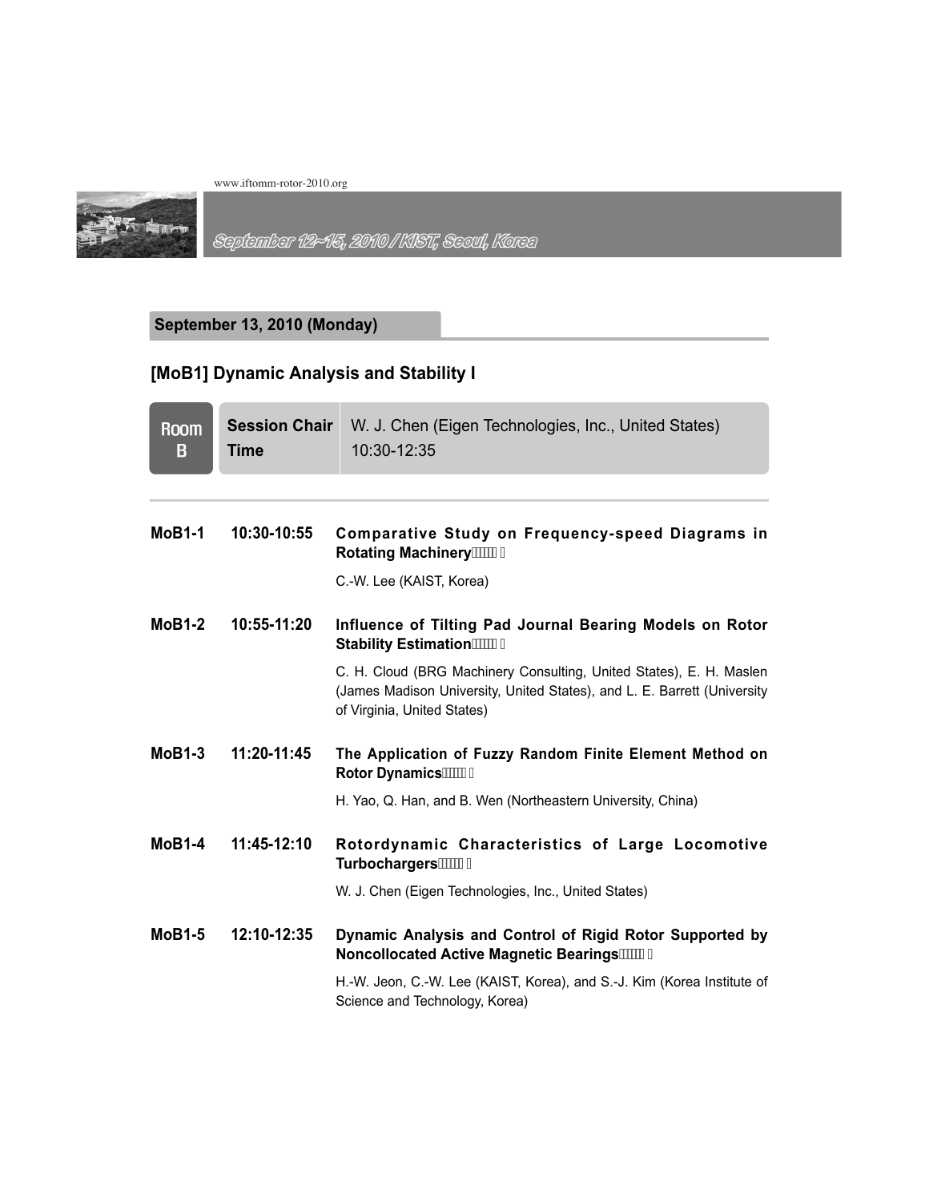## September 13, 2010 (Monday)

### [MoB1] Dynamic Analysis and Stability I

| Room B | Session Chair | W. J. Chen (Eigen Technologies, Inc., United States) |
|---|---|---|
| | Time | 10:30-12:35 |

**MoB1-1** 10:30-10:55 **Comparative Study on Frequency-speed Diagrams in Rotating Machinery**

C.-W. Lee (KAIST, Korea)

**MoB1-2** 10:55-11:20 **Influence of Tilting Pad Journal Bearing Models on Rotor Stability Estimation**

C. H. Cloud (BRG Machinery Consulting, United States), E. H. Maslen (James Madison University, United States), and L. E. Barrett (University of Virginia, United States)

**MoB1-3** 11:20-11:45 **The Application of Fuzzy Random Finite Element Method on Rotor Dynamics**

H. Yao, Q. Han, and B. Wen (Northeastern University, China)

**MoB1-4** 11:45-12:10 **Rotordynamic Characteristics of Large Locomotive Turbochargers**

W. J. Chen (Eigen Technologies, Inc., United States)

**MoB1-5** 12:10-12:35 **Dynamic Analysis and Control of Rigid Rotor Supported by Noncollocated Active Magnetic Bearings**

H.-W. Jeon, C.-W. Lee (KAIST, Korea), and S.-J. Kim (Korea Institute of Science and Technology, Korea)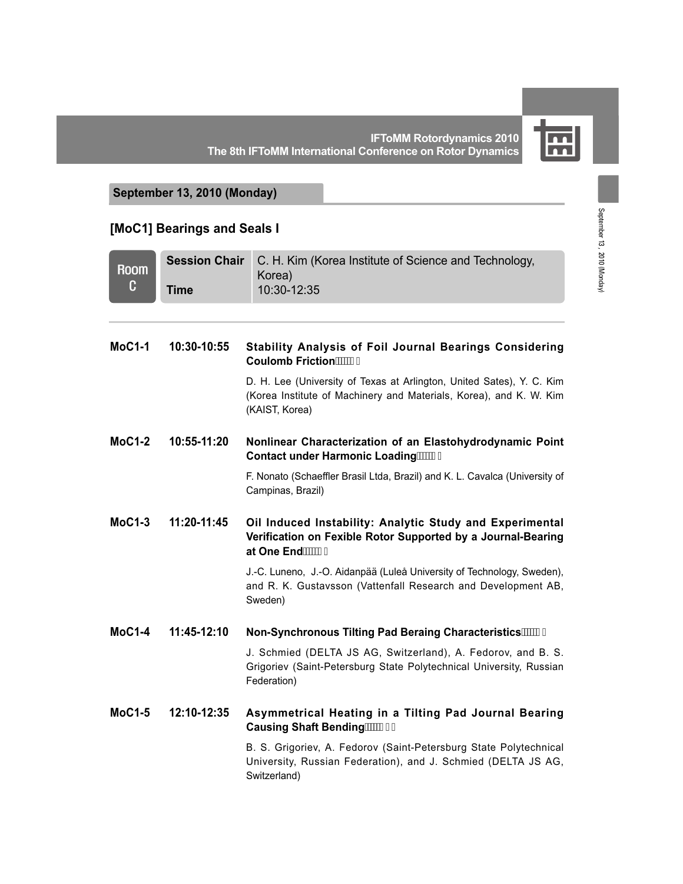## September 13, 2010 (Monday)

### [MoC1] Bearings and Seals I

| Room C | | |
|---|---|---|
| | **Session Chair** | C. H. Kim (Korea Institute of Science and Technology, Korea) |
| | **Time** | 10:30-12:35 |

**MoC1-1** 10:30-10:55 **Stability Analysis of Foil Journal Bearings Considering Coulomb Friction**

D. H. Lee (University of Texas at Arlington, United Sates), Y. C. Kim (Korea Institute of Machinery and Materials, Korea), and K. W. Kim (KAIST, Korea)

**MoC1-2** 10:55-11:20 **Nonlinear Characterization of an Elastohydrodynamic Point Contact under Harmonic Loading**

F. Nonato (Schaeffler Brasil Ltda, Brazil) and K. L. Cavalca (University of Campinas, Brazil)

**MoC1-3** 11:20-11:45 **Oil Induced Instability: Analytic Study and Experimental Verification on Fexible Rotor Supported by a Journal-Bearing at One End**

J.-C. Luneno, J.-O. Aidanpää (Luleå University of Technology, Sweden), and R. K. Gustavsson (Vattenfall Research and Development AB, Sweden)

**MoC1-4** 11:45-12:10 **Non-Synchronous Tilting Pad Beraing Characteristics**

J. Schmied (DELTA JS AG, Switzerland), A. Fedorov, and B. S. Grigoriev (Saint-Petersburg State Polytechnical University, Russian Federation)

**MoC1-5** 12:10-12:35 **Asymmetrical Heating in a Tilting Pad Journal Bearing Causing Shaft Bending**

B. S. Grigoriev, A. Fedorov (Saint-Petersburg State Polytechnical University, Russian Federation), and J. Schmied (DELTA JS AG, Switzerland)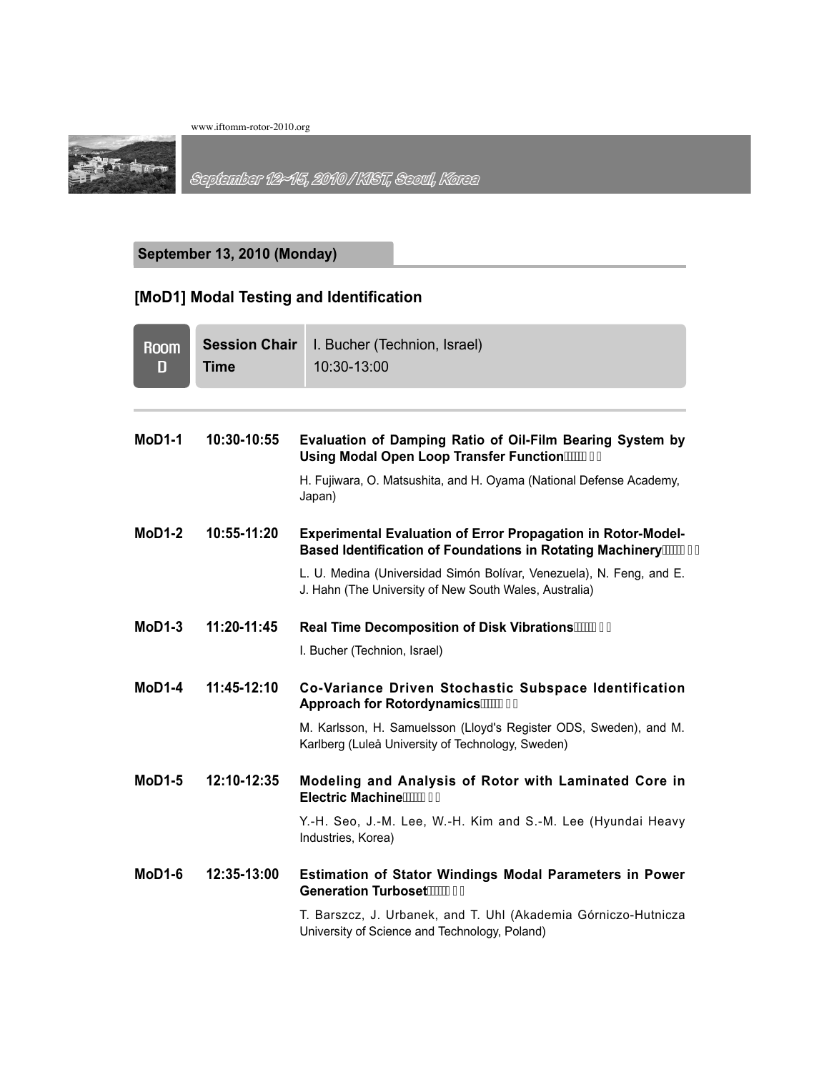## September 13, 2010 (Monday)

### [MoD1] Modal Testing and Identification

| Room D | | |
|---|---|---|
| | **Session Chair** | I. Bucher (Technion, Israel) |
| | **Time** | 10:30-13:00 |

**MoD1-1** **10:30-10:55** **Evaluation of Damping Ratio of Oil-Film Bearing System by Using Modal Open Loop Transfer Function**

H. Fujiwara, O. Matsushita, and H. Oyama (National Defense Academy, Japan)

**MoD1-2** **10:55-11:20** **Experimental Evaluation of Error Propagation in Rotor-Model-Based Identification of Foundations in Rotating Machinery**

L. U. Medina (Universidad Simón Bolívar, Venezuela), N. Feng, and E. J. Hahn (The University of New South Wales, Australia)

**MoD1-3** **11:20-11:45** **Real Time Decomposition of Disk Vibrations**

I. Bucher (Technion, Israel)

**MoD1-4** **11:45-12:10** **Co-Variance Driven Stochastic Subspace Identification Approach for Rotordynamics**

M. Karlsson, H. Samuelsson (Lloyd's Register ODS, Sweden), and M. Karlberg (Luleå University of Technology, Sweden)

**MoD1-5** **12:10-12:35** **Modeling and Analysis of Rotor with Laminated Core in Electric Machine**

Y.-H. Seo, J.-M. Lee, W.-H. Kim and S.-M. Lee (Hyundai Heavy Industries, Korea)

**MoD1-6** **12:35-13:00** **Estimation of Stator Windings Modal Parameters in Power Generation Turboset**

T. Barszcz, J. Urbanek, and T. Uhl (Akademia Górniczo-Hutnicza University of Science and Technology, Poland)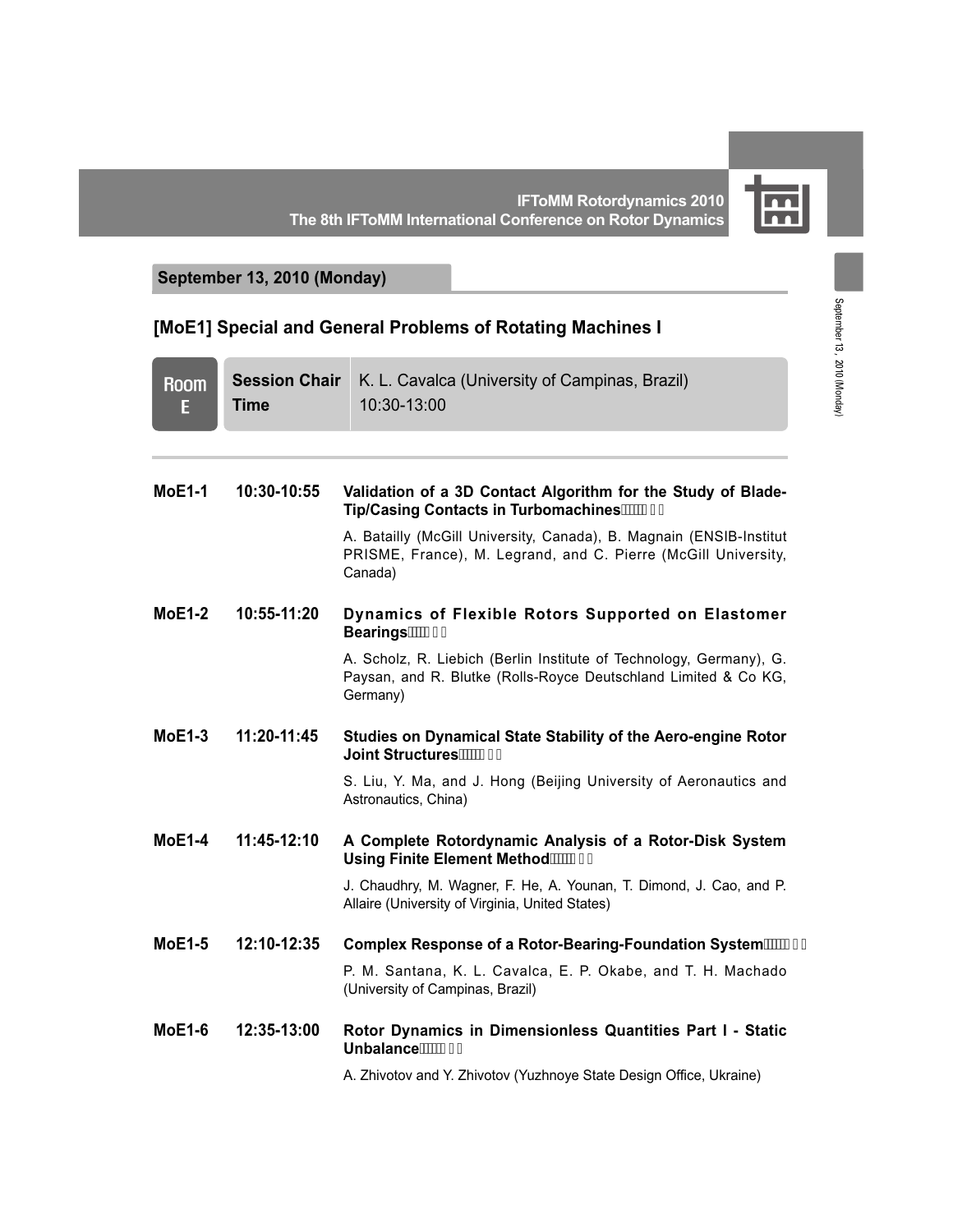## September 13, 2010 (Monday)

### [MoE1] Special and General Problems of Rotating Machines I

| Room E | | |
|---|---|---|
| | **Session Chair** | K. L. Cavalca (University of Campinas, Brazil) |
| | **Time** | 10:30-13:00 |

**MoE1-1** **10:30-10:55** **Validation of a 3D Contact Algorithm for the Study of Blade-Tip/Casing Contacts in Turbomachines**

A. Batailly (McGill University, Canada), B. Magnain (ENSIB-Institut PRISME, France), M. Legrand, and C. Pierre (McGill University, Canada)

**MoE1-2** **10:55-11:20** **Dynamics of Flexible Rotors Supported on Elastomer Bearings**

A. Scholz, R. Liebich (Berlin Institute of Technology, Germany), G. Paysan, and R. Blutke (Rolls-Royce Deutschland Limited & Co KG, Germany)

**MoE1-3** **11:20-11:45** **Studies on Dynamical State Stability of the Aero-engine Rotor Joint Structures**

S. Liu, Y. Ma, and J. Hong (Beijing University of Aeronautics and Astronautics, China)

**MoE1-4** **11:45-12:10** **A Complete Rotordynamic Analysis of a Rotor-Disk System Using Finite Element Method**

J. Chaudhry, M. Wagner, F. He, A. Younan, T. Dimond, J. Cao, and P. Allaire (University of Virginia, United States)

**MoE1-5** **12:10-12:35** **Complex Response of a Rotor-Bearing-Foundation System**

P. M. Santana, K. L. Cavalca, E. P. Okabe, and T. H. Machado (University of Campinas, Brazil)

**MoE1-6** **12:35-13:00** **Rotor Dynamics in Dimensionless Quantities Part I - Static Unbalance**

A. Zhivotov and Y. Zhivotov (Yuzhnoye State Design Office, Ukraine)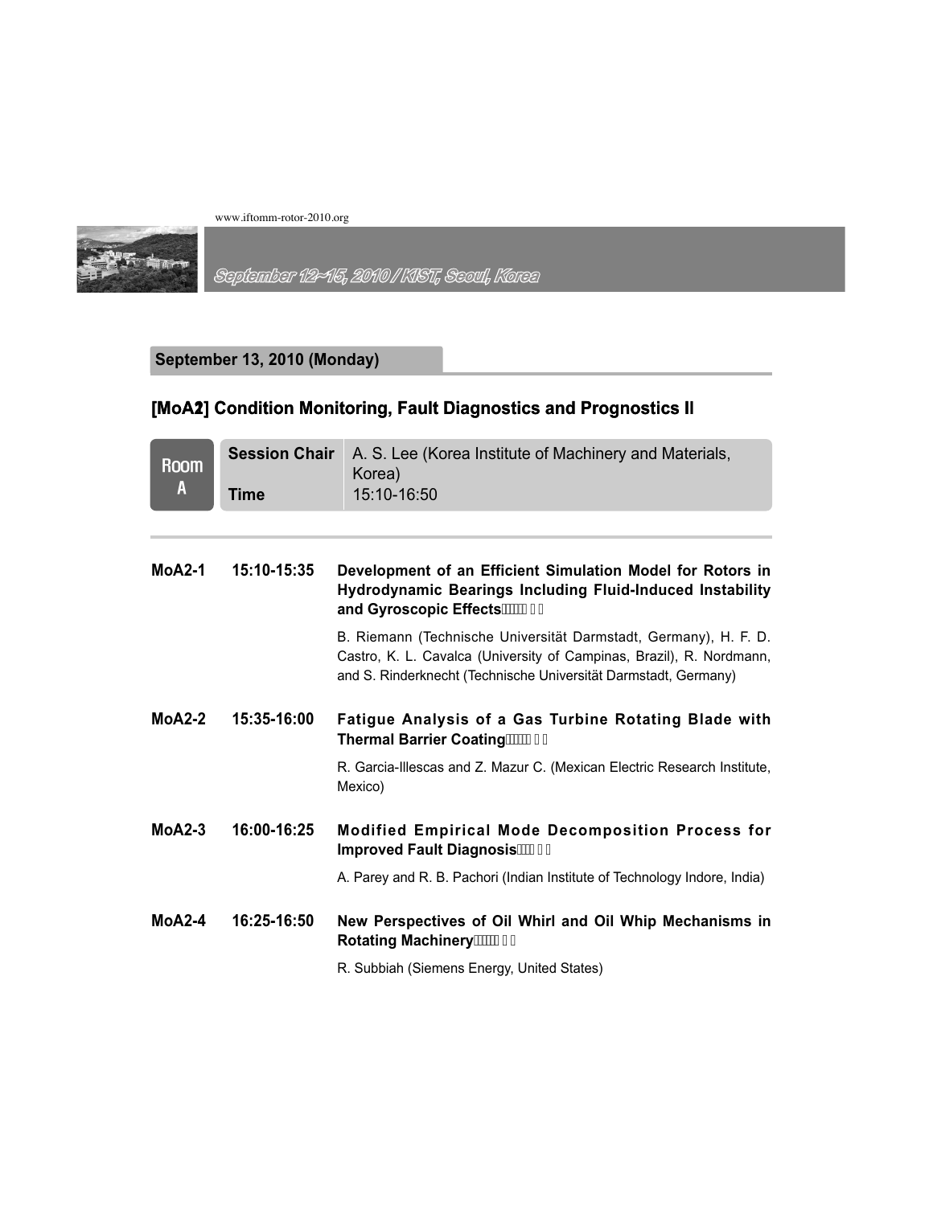## September 13, 2010 (Monday)

## [MoA2] Condition Monitoring, Fault Diagnostics and Prognostics II

| Room A | | |
|---|---|---|
| | **Session Chair** | A. S. Lee (Korea Institute of Machinery and Materials, Korea) |
| | **Time** | 15:10-16:50 |

**MoA2-1** **15:10-15:35** **Development of an Efficient Simulation Model for Rotors in Hydrodynamic Bearings Including Fluid-Induced Instability and Gyroscopic Effects**

B. Riemann (Technische Universität Darmstadt, Germany), H. F. D. Castro, K. L. Cavalca (University of Campinas, Brazil), R. Nordmann, and S. Rinderknecht (Technische Universität Darmstadt, Germany)

**MoA2-2** **15:35-16:00** **Fatigue Analysis of a Gas Turbine Rotating Blade with Thermal Barrier Coating**

R. Garcia-Illescas and Z. Mazur C. (Mexican Electric Research Institute, Mexico)

**MoA2-3** **16:00-16:25** **Modified Empirical Mode Decomposition Process for Improved Fault Diagnosis**

A. Parey and R. B. Pachori (Indian Institute of Technology Indore, India)

**MoA2-4** **16:25-16:50** **New Perspectives of Oil Whirl and Oil Whip Mechanisms in Rotating Machinery**

R. Subbiah (Siemens Energy, United States)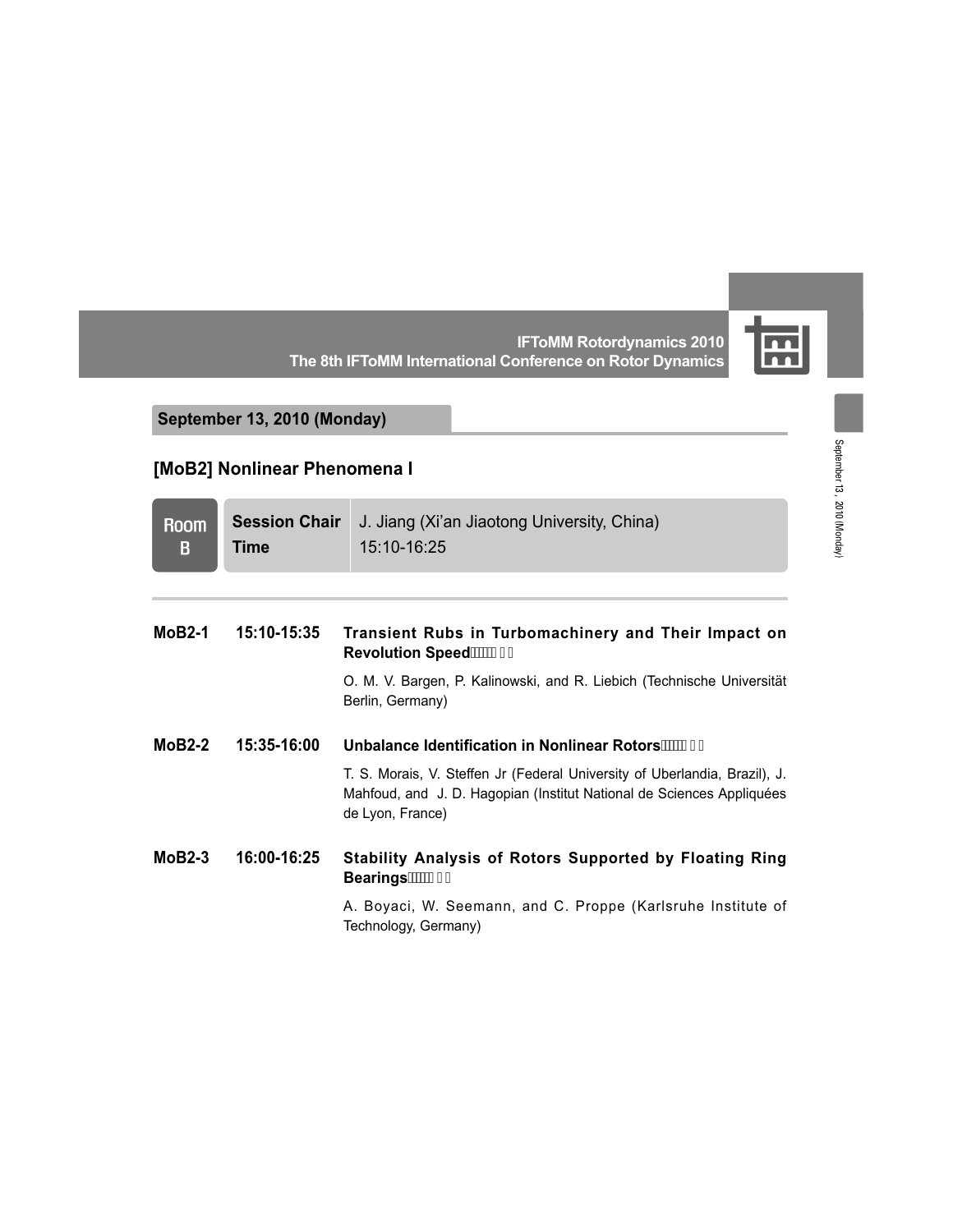## September 13, 2010 (Monday)

## [MoB2] Nonlinear Phenomena I

| Room B | |
|---|---|
| **Session Chair** | J. Jiang (Xi'an Jiaotong University, China) |
| **Time** | 15:10-16:25 |

**MoB2-1** 15:10-15:35 **Transient Rubs in Turbomachinery and Their Impact on Revolution Speed**

O. M. V. Bargen, P. Kalinowski, and R. Liebich (Technische Universität Berlin, Germany)

**MoB2-2** 15:35-16:00 **Unbalance Identification in Nonlinear Rotors**

T. S. Morais, V. Steffen Jr (Federal University of Uberlandia, Brazil), J. Mahfoud, and J. D. Hagopian (Institut National de Sciences Appliquées de Lyon, France)

**MoB2-3** 16:00-16:25 **Stability Analysis of Rotors Supported by Floating Ring Bearings**

A. Boyaci, W. Seemann, and C. Proppe (Karlsruhe Institute of Technology, Germany)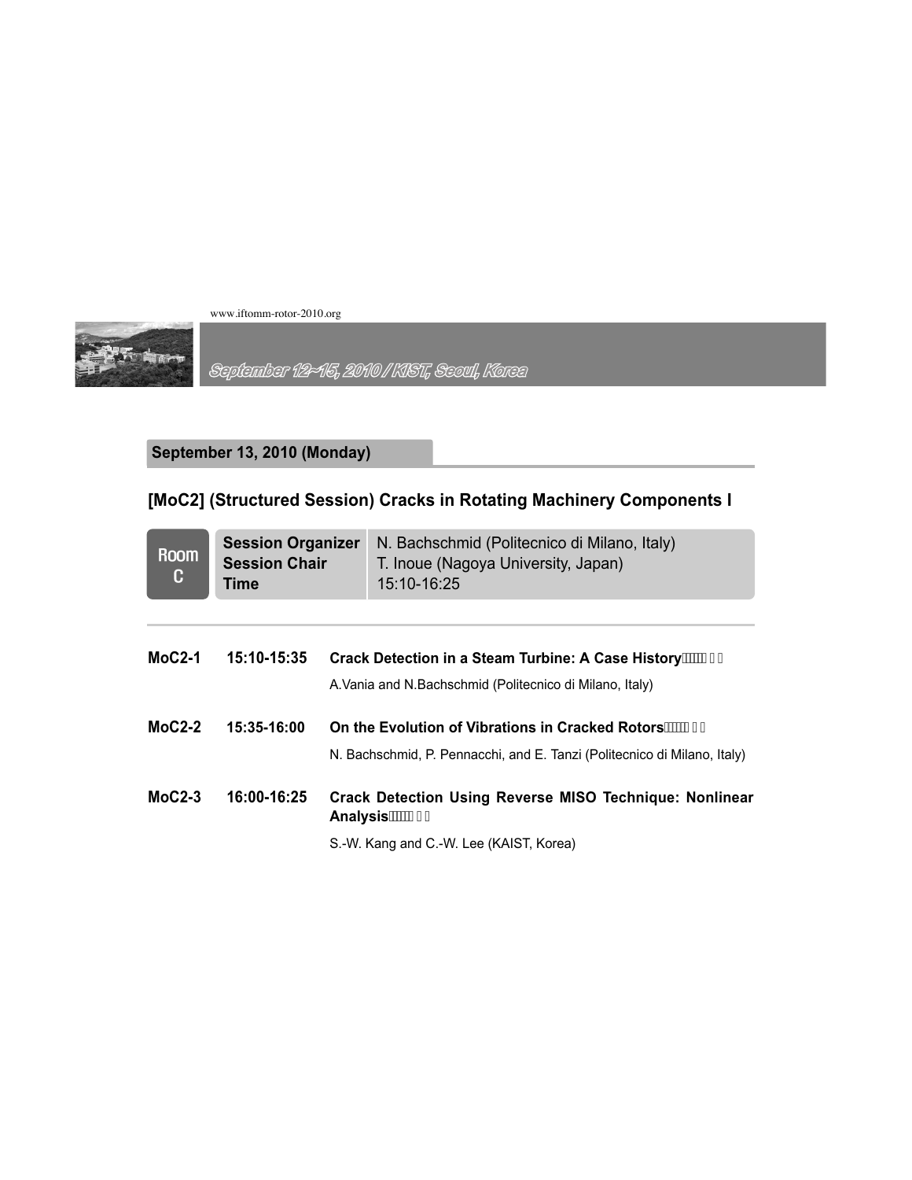## September 13, 2010 (Monday)

## [MoC2] (Structured Session) Cracks in Rotating Machinery Components I

| Room C | | |
|---|---|---|
| | **Session Organizer** | N. Bachschmid (Politecnico di Milano, Italy) |
| | **Session Chair** | T. Inoue (Nagoya University, Japan) |
| | **Time** | 15:10-16:25 |

---

**MoC2-1** **15:10-15:35** **Crack Detection in a Steam Turbine: A Case History**

A.Vania and N.Bachschmid (Politecnico di Milano, Italy)

**MoC2-2** **15:35-16:00** **On the Evolution of Vibrations in Cracked Rotors**

N. Bachschmid, P. Pennacchi, and E. Tanzi (Politecnico di Milano, Italy)

**MoC2-3** **16:00-16:25** **Crack Detection Using Reverse MISO Technique: Nonlinear Analysis**

S.-W. Kang and C.-W. Lee (KAIST, Korea)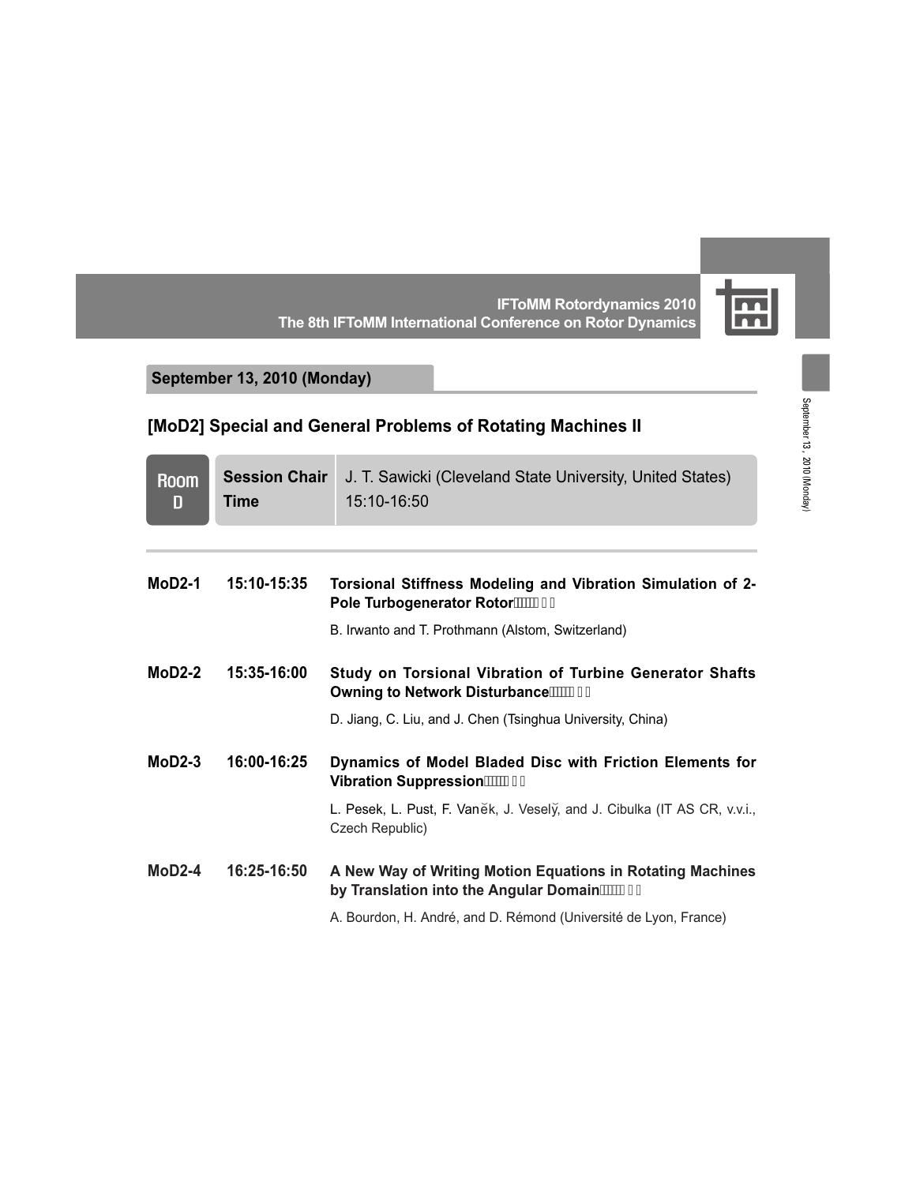September 13, 2010 (Monday)

## [MoD2] Special and General Problems of Rotating Machines II

| Room D | | |
|---|---|---|
| | **Session Chair** | J. T. Sawicki (Cleveland State University, United States) |
| | **Time** | 15:10-16:50 |

**MoD2-1** 15:10-15:35 **Torsional Stiffness Modeling and Vibration Simulation of 2-Pole Turbogenerator Rotor**

B. Irwanto and T. Prothmann (Alstom, Switzerland)

**MoD2-2** 15:35-16:00 **Study on Torsional Vibration of Turbine Generator Shafts Owning to Network Disturbance**

D. Jiang, C. Liu, and J. Chen (Tsinghua University, China)

**MoD2-3** 16:00-16:25 **Dynamics of Model Bladed Disc with Friction Elements for Vibration Suppression**

L. Pesek, L. Pust, F. Vaněk, J. Veselý, and J. Cibulka (IT AS CR, v.v.i., Czech Republic)

**MoD2-4** 16:25-16:50 **A New Way of Writing Motion Equations in Rotating Machines by Translation into the Angular Domain**

A. Bourdon, H. André, and D. Rémond (Université de Lyon, France)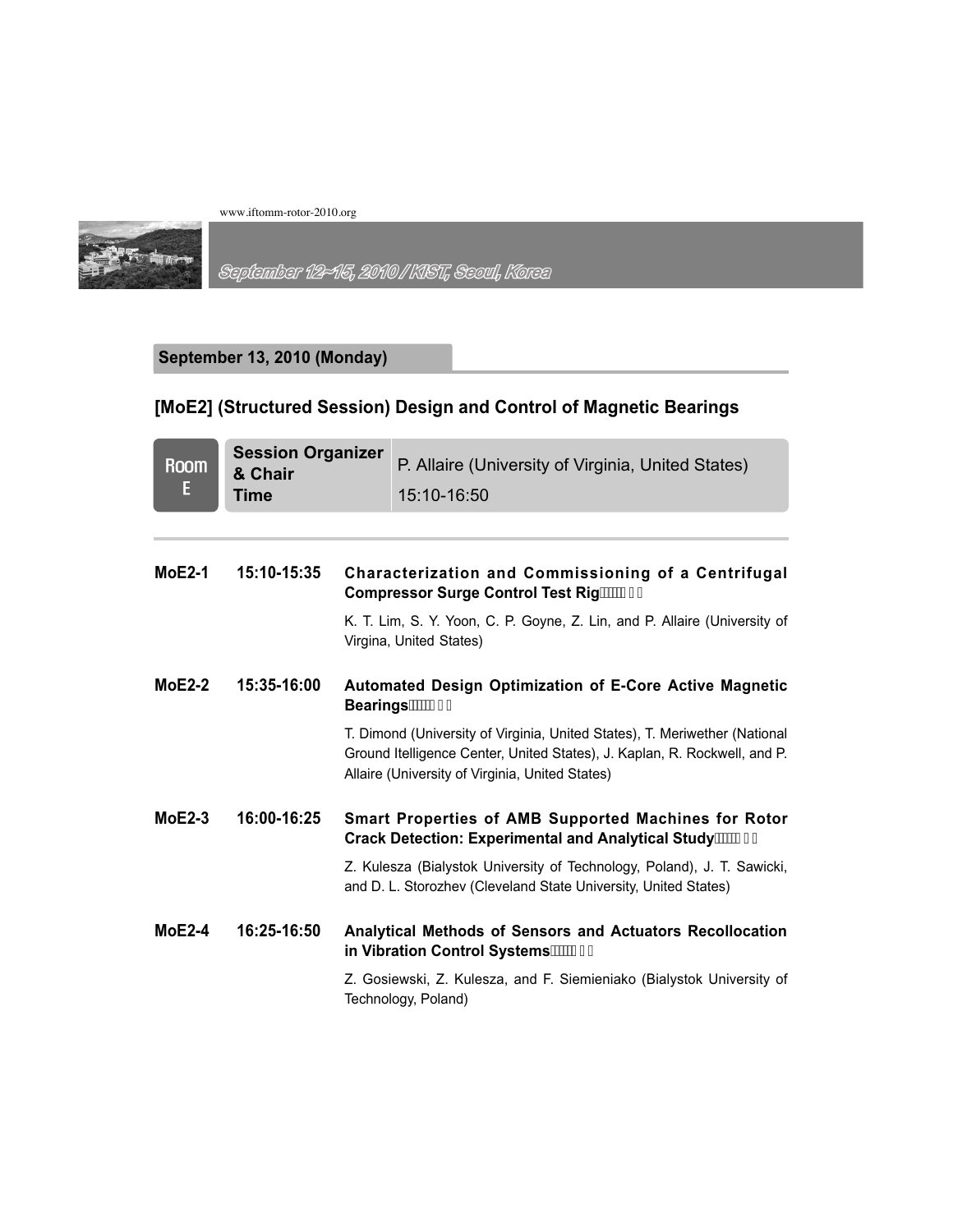## September 13, 2010 (Monday)

## [MoE2] (Structured Session) Design and Control of Magnetic Bearings

| Room E | | |
|---|---|---|
| | Session Organizer & Chair | P. Allaire (University of Virginia, United States) |
| | Time | 15:10-16:50 |

**MoE2-1** **15:10-15:35** **Characterization and Commissioning of a Centrifugal Compressor Surge Control Test Rig**

K. T. Lim, S. Y. Yoon, C. P. Goyne, Z. Lin, and P. Allaire (University of Virgina, United States)

**MoE2-2** **15:35-16:00** **Automated Design Optimization of E-Core Active Magnetic Bearings**

T. Dimond (University of Virginia, United States), T. Meriwether (National Ground Itelligence Center, United States), J. Kaplan, R. Rockwell, and P. Allaire (University of Virginia, United States)

**MoE2-3** **16:00-16:25** **Smart Properties of AMB Supported Machines for Rotor Crack Detection: Experimental and Analytical Study**

Z. Kulesza (Bialystok University of Technology, Poland), J. T. Sawicki, and D. L. Storozhev (Cleveland State University, United States)

**MoE2-4** **16:25-16:50** **Analytical Methods of Sensors and Actuators Recollocation in Vibration Control Systems**

Z. Gosiewski, Z. Kulesza, and F. Siemieniako (Bialystok University of Technology, Poland)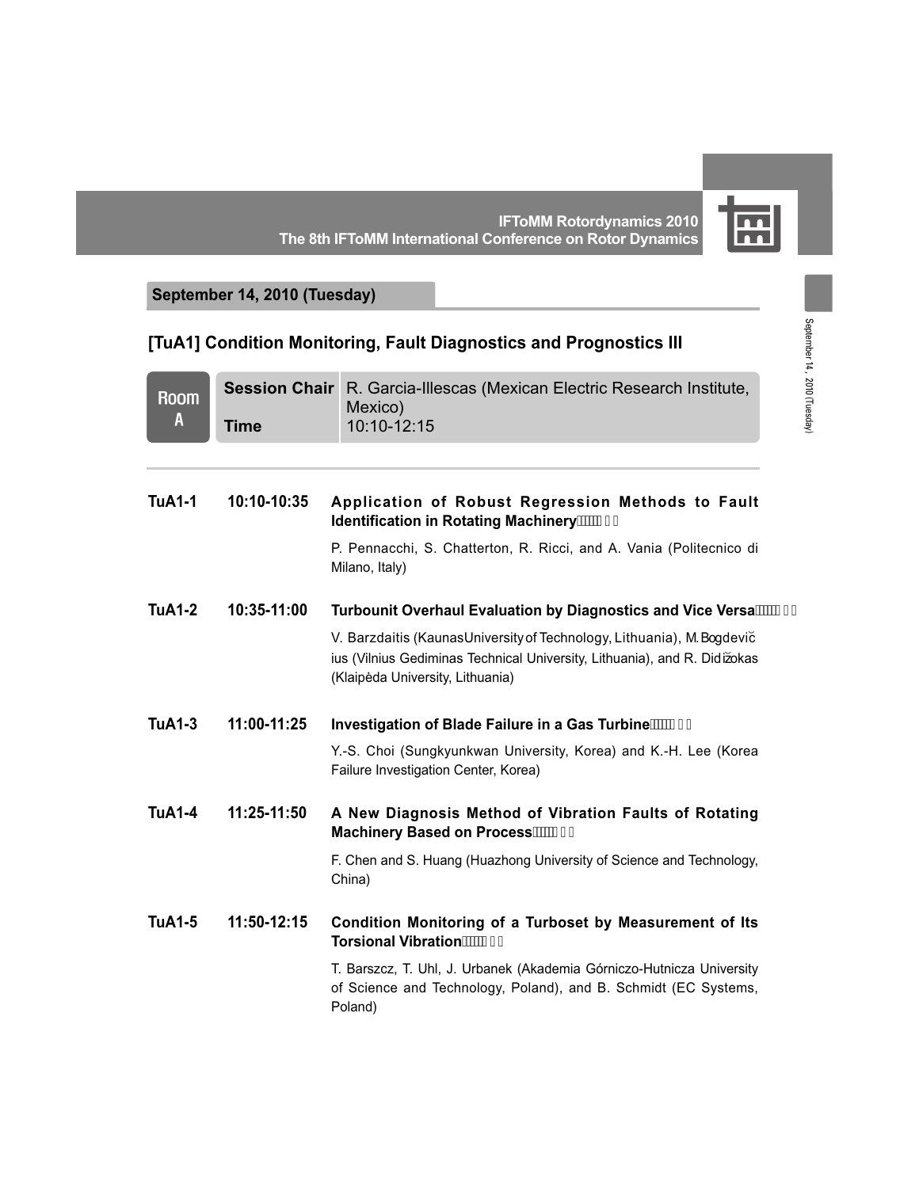## September 14, 2010 (Tuesday)

## [TuA1] Condition Monitoring, Fault Diagnostics and Prognostics III

| Room A | | |
|---|---|---|
| | **Session Chair** | R. Garcia-Illescas (Mexican Electric Research Institute, Mexico) |
| | **Time** | 10:10-12:15 |

**TuA1-1** 10:10-10:35 **Application of Robust Regression Methods to Fault Identification in Rotating Machinery**

P. Pennacchi, S. Chatterton, R. Ricci, and A. Vania (Politecnico di Milano, Italy)

**TuA1-2** 10:35-11:00 **Turbounit Overhaul Evaluation by Diagnostics and Vice Versa**

V. Barzdaitis (Kaunas University of Technology, Lithuania), M. Bogdevičius (Vilnius Gediminas Technical University, Lithuania), and R. Didžiokas (Klaipėda University, Lithuania)

**TuA1-3** 11:00-11:25 **Investigation of Blade Failure in a Gas Turbine**

Y.-S. Choi (Sungkyunkwan University, Korea) and K.-H. Lee (Korea Failure Investigation Center, Korea)

**TuA1-4** 11:25-11:50 **A New Diagnosis Method of Vibration Faults of Rotating Machinery Based on Process**

F. Chen and S. Huang (Huazhong University of Science and Technology, China)

**TuA1-5** 11:50-12:15 **Condition Monitoring of a Turboset by Measurement of Its Torsional Vibration**

T. Barszcz, T. Uhl, J. Urbanek (Akademia Górniczo-Hutnicza University of Science and Technology, Poland), and B. Schmidt (EC Systems, Poland)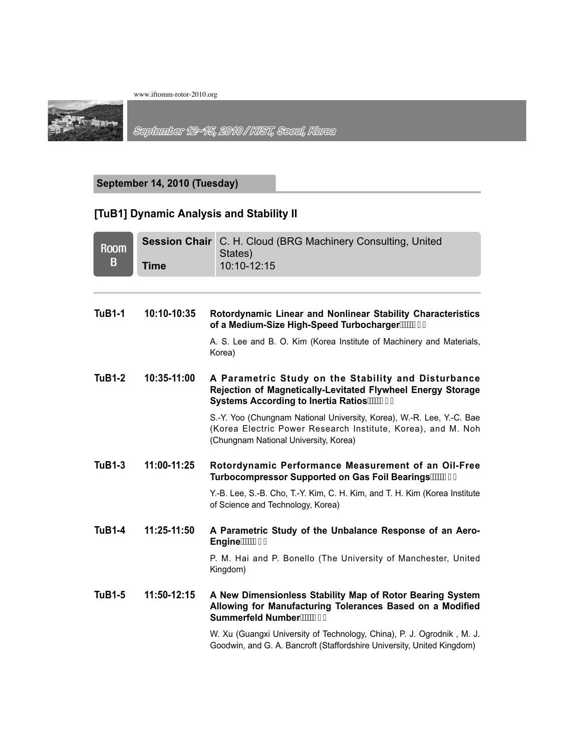## September 14, 2010 (Tuesday)

### [TuB1] Dynamic Analysis and Stability II

| Room B | | |
|---|---|---|
| | **Session Chair** | C. H. Cloud (BRG Machinery Consulting, United States) |
| | **Time** | 10:10-12:15 |

**TuB1-1** 10:10-10:35 **Rotordynamic Linear and Nonlinear Stability Characteristics of a Medium-Size High-Speed Turbocharger**

A. S. Lee and B. O. Kim (Korea Institute of Machinery and Materials, Korea)

**TuB1-2** 10:35-11:00 **A Parametric Study on the Stability and Disturbance Rejection of Magnetically-Levitated Flywheel Energy Storage Systems According to Inertia Ratios**

S.-Y. Yoo (Chungnam National University, Korea), W.-R. Lee, Y.-C. Bae (Korea Electric Power Research Institute, Korea), and M. Noh (Chungnam National University, Korea)

**TuB1-3** 11:00-11:25 **Rotordynamic Performance Measurement of an Oil-Free Turbocompressor Supported on Gas Foil Bearings**

Y.-B. Lee, S.-B. Cho, T.-Y. Kim, C. H. Kim, and T. H. Kim (Korea Institute of Science and Technology, Korea)

**TuB1-4** 11:25-11:50 **A Parametric Study of the Unbalance Response of an Aero-Engine**

P. M. Hai and P. Bonello (The University of Manchester, United Kingdom)

**TuB1-5** 11:50-12:15 **A New Dimensionless Stability Map of Rotor Bearing System Allowing for Manufacturing Tolerances Based on a Modified Summerfeld Number**

W. Xu (Guangxi University of Technology, China), P. J. Ogrodnik , M. J. Goodwin, and G. A. Bancroft (Staffordshire University, United Kingdom)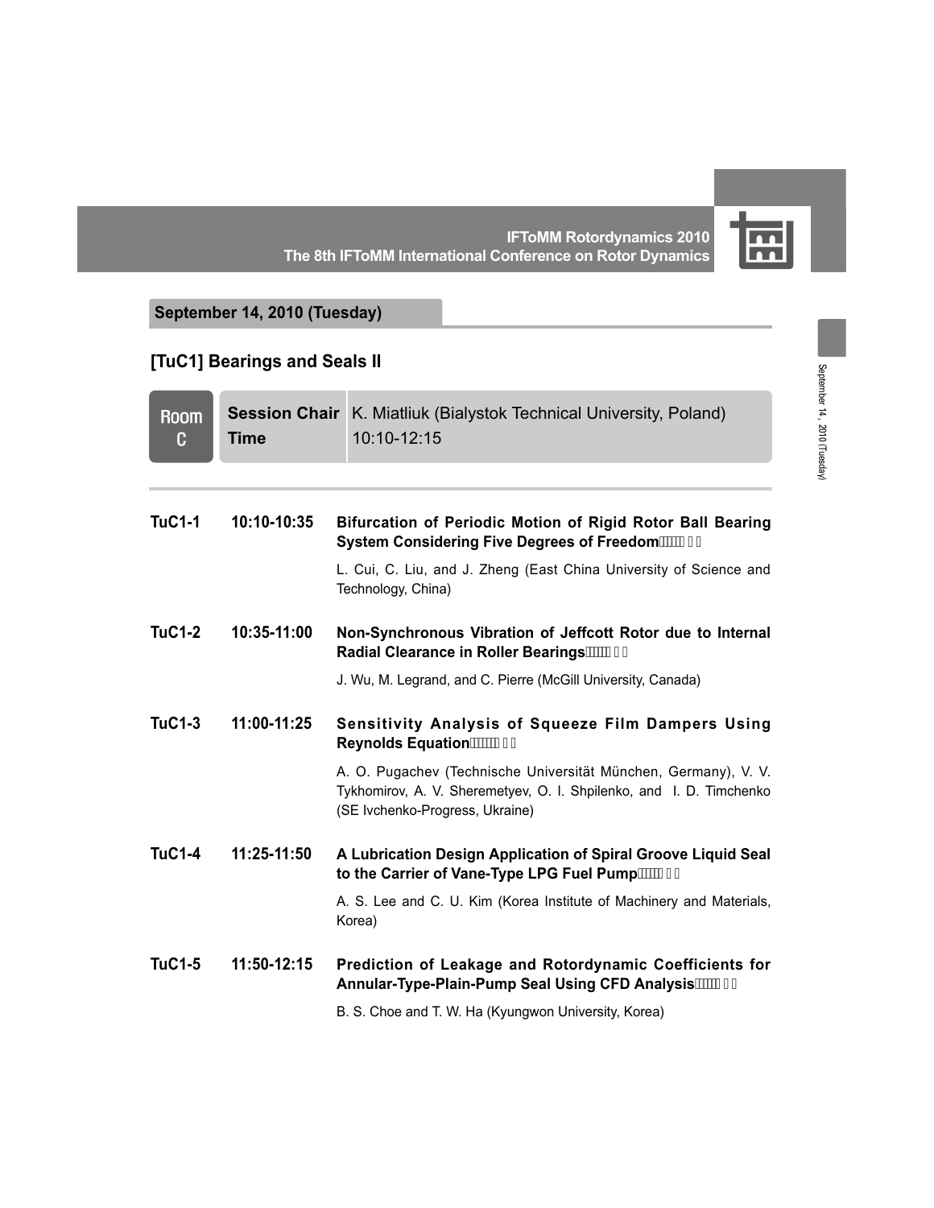## September 14, 2010 (Tuesday)

## [TuC1] Bearings and Seals II

| Room C | | |
|---|---|---|
| | **Session Chair** | K. Miatliuk (Bialystok Technical University, Poland) |
| | **Time** | 10:10-12:15 |

**TuC1-1** **10:10-10:35** **Bifurcation of Periodic Motion of Rigid Rotor Ball Bearing System Considering Five Degrees of Freedom**

L. Cui, C. Liu, and J. Zheng (East China University of Science and Technology, China)

**TuC1-2** **10:35-11:00** **Non-Synchronous Vibration of Jeffcott Rotor due to Internal Radial Clearance in Roller Bearings**

J. Wu, M. Legrand, and C. Pierre (McGill University, Canada)

**TuC1-3** **11:00-11:25** **Sensitivity Analysis of Squeeze Film Dampers Using Reynolds Equation**

A. O. Pugachev (Technische Universität München, Germany), V. V. Tykhomirov, A. V. Sheremetyev, O. I. Shpilenko, and I. D. Timchenko (SE Ivchenko-Progress, Ukraine)

**TuC1-4** **11:25-11:50** **A Lubrication Design Application of Spiral Groove Liquid Seal to the Carrier of Vane-Type LPG Fuel Pump**

A. S. Lee and C. U. Kim (Korea Institute of Machinery and Materials, Korea)

**TuC1-5** **11:50-12:15** **Prediction of Leakage and Rotordynamic Coefficients for Annular-Type-Plain-Pump Seal Using CFD Analysis**

B. S. Choe and T. W. Ha (Kyungwon University, Korea)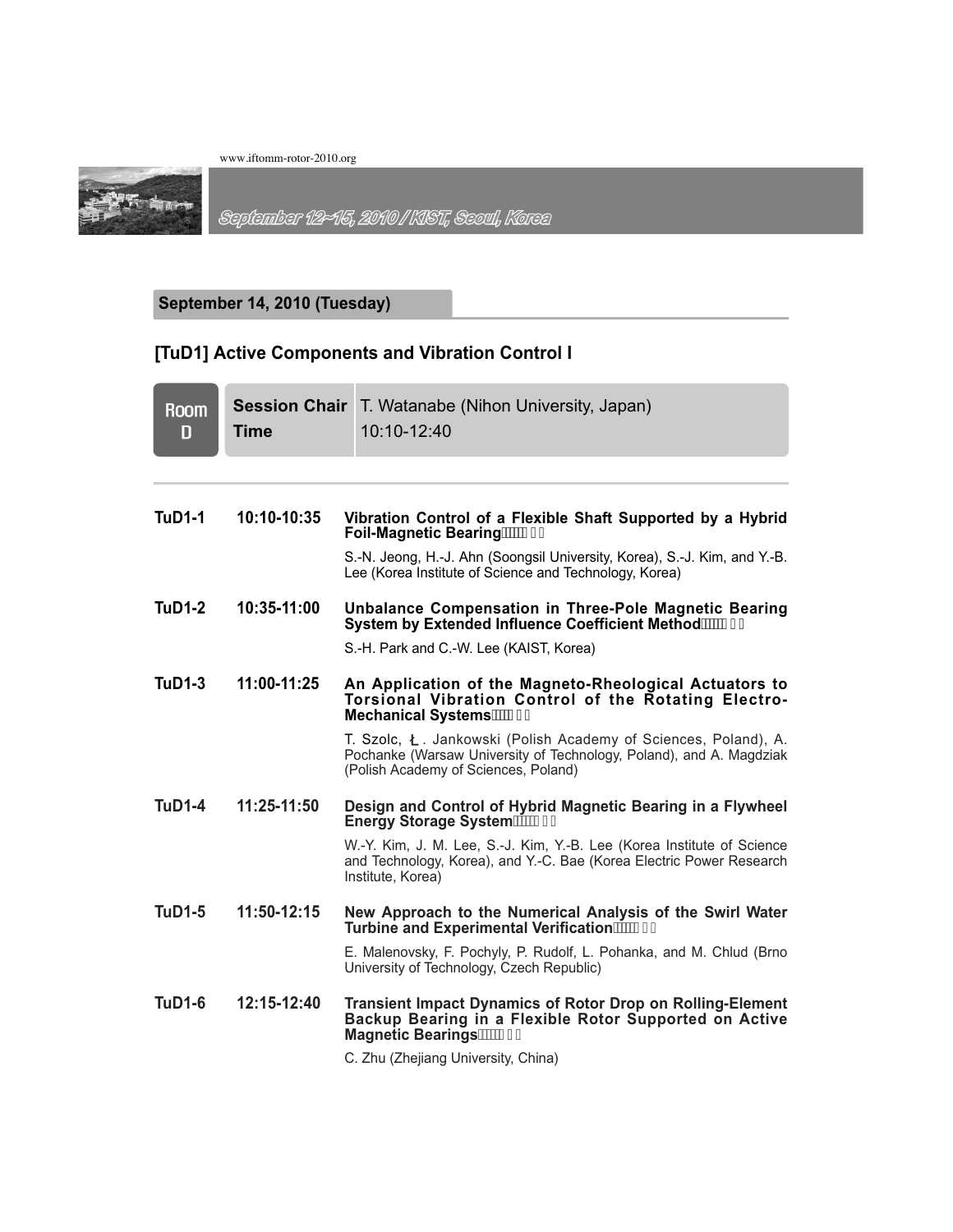## September 14, 2010 (Tuesday)

### [TuD1] Active Components and Vibration Control I

| Room D | | |
|---|---|---|
| | **Session Chair** | T. Watanabe (Nihon University, Japan) |
| | **Time** | 10:10-12:40 |

**TuD1-1** **10:10-10:35** **Vibration Control of a Flexible Shaft Supported by a Hybrid Foil-Magnetic Bearing**

S.-N. Jeong, H.-J. Ahn (Soongsil University, Korea), S.-J. Kim, and Y.-B. Lee (Korea Institute of Science and Technology, Korea)

**TuD1-2** **10:35-11:00** **Unbalance Compensation in Three-Pole Magnetic Bearing System by Extended Influence Coefficient Method**

S.-H. Park and C.-W. Lee (KAIST, Korea)

**TuD1-3** **11:00-11:25** **An Application of the Magneto-Rheological Actuators to Torsional Vibration Control of the Rotating Electro-Mechanical Systems**

T. Szolc, Ł. Jankowski (Polish Academy of Sciences, Poland), A. Pochanke (Warsaw University of Technology, Poland), and A. Magdziak (Polish Academy of Sciences, Poland)

**TuD1-4** **11:25-11:50** **Design and Control of Hybrid Magnetic Bearing in a Flywheel Energy Storage System**

W.-Y. Kim, J. M. Lee, S.-J. Kim, Y.-B. Lee (Korea Institute of Science and Technology, Korea), and Y.-C. Bae (Korea Electric Power Research Institute, Korea)

**TuD1-5** **11:50-12:15** **New Approach to the Numerical Analysis of the Swirl Water Turbine and Experimental Verification**

E. Malenovsky, F. Pochyly, P. Rudolf, L. Pohanka, and M. Chlud (Brno University of Technology, Czech Republic)

**TuD1-6** **12:15-12:40** **Transient Impact Dynamics of Rotor Drop on Rolling-Element Backup Bearing in a Flexible Rotor Supported on Active Magnetic Bearings**

C. Zhu (Zhejiang University, China)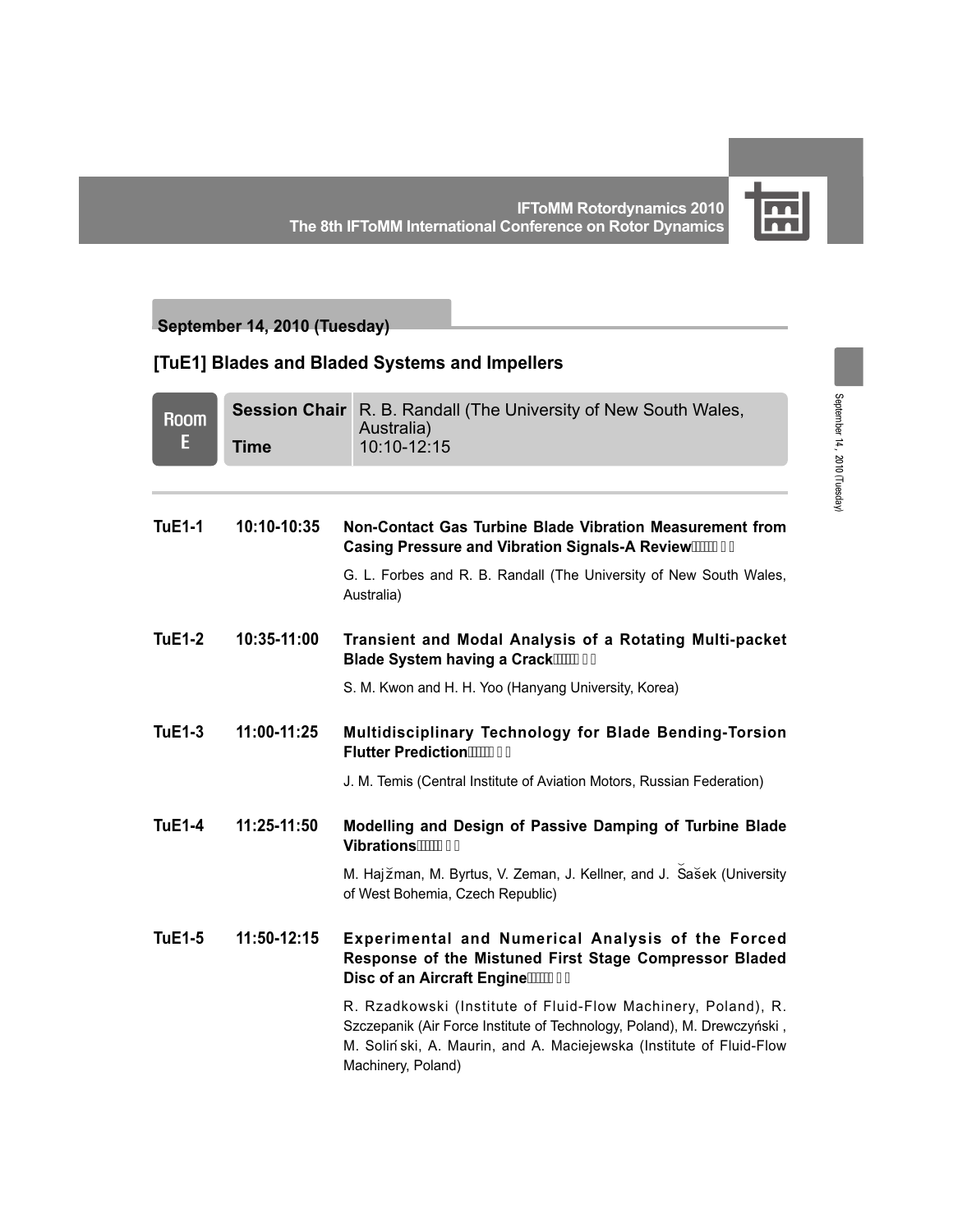## September 14, 2010 (Tuesday)

### [TuE1] Blades and Bladed Systems and Impellers

| Room E | | |
|---|---|---|
| | **Session Chair** | R. B. Randall (The University of New South Wales, Australia) |
| | **Time** | 10:10-12:15 |

**TuE1-1** 10:10-10:35 **Non-Contact Gas Turbine Blade Vibration Measurement from Casing Pressure and Vibration Signals-A Review**

G. L. Forbes and R. B. Randall (The University of New South Wales, Australia)

**TuE1-2** 10:35-11:00 **Transient and Modal Analysis of a Rotating Multi-packet Blade System having a Crack**

S. M. Kwon and H. H. Yoo (Hanyang University, Korea)

**TuE1-3** 11:00-11:25 **Multidisciplinary Technology for Blade Bending-Torsion Flutter Prediction**

J. M. Temis (Central Institute of Aviation Motors, Russian Federation)

**TuE1-4** 11:25-11:50 **Modelling and Design of Passive Damping of Turbine Blade Vibrations**

M. Hajžman, M. Byrtus, V. Zeman, J. Kellner, and J. Šašek (University of West Bohemia, Czech Republic)

**TuE1-5** 11:50-12:15 **Experimental and Numerical Analysis of the Forced Response of the Mistuned First Stage Compressor Bladed Disc of an Aircraft Engine**

R. Rzadkowski (Institute of Fluid-Flow Machinery, Poland), R. Szczepanik (Air Force Institute of Technology, Poland), M. Drewczyński, M. Soliński, A. Maurin, and A. Maciejewska (Institute of Fluid-Flow Machinery, Poland)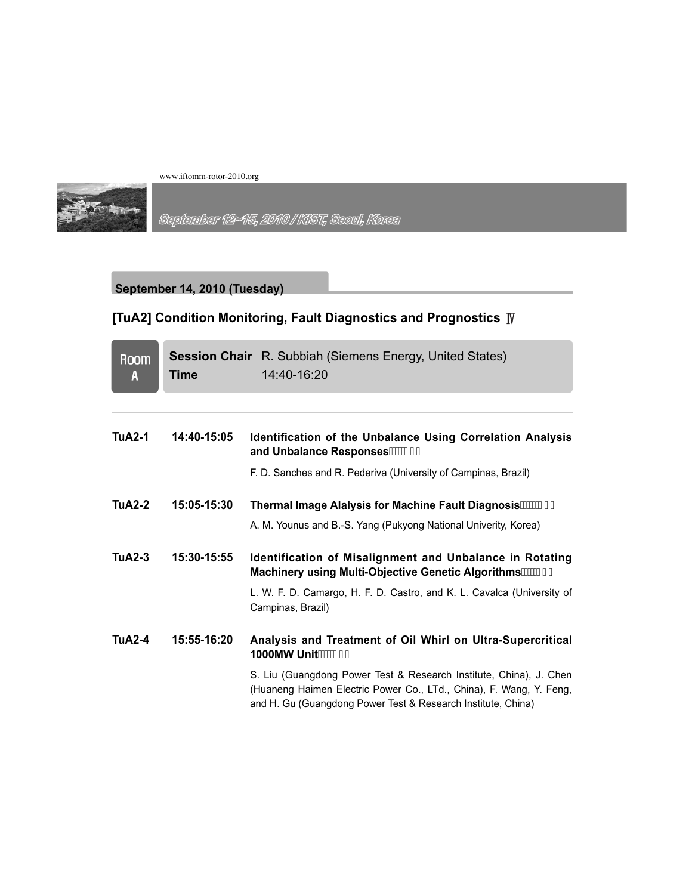## September 14, 2010 (Tuesday)

### [TuA2] Condition Monitoring, Fault Diagnostics and Prognostics Ⅳ

| Room A | Session Chair | R. Subbiah (Siemens Energy, United States) |
|---|---|---|
| | Time | 14:40-16:20 |

| | | |
|---|---|---|
| **TuA2-1** | **14:40-15:05** | **Identification of the Unbalance Using Correlation Analysis and Unbalance Responses** <br> F. D. Sanches and R. Pederiva (University of Campinas, Brazil) |
| **TuA2-2** | **15:05-15:30** | **Thermal Image Alalysis for Machine Fault Diagnosis** <br> A. M. Younus and B.-S. Yang (Pukyong National Univerity, Korea) |
| **TuA2-3** | **15:30-15:55** | **Identification of Misalignment and Unbalance in Rotating Machinery using Multi-Objective Genetic Algorithms** <br> L. W. F. D. Camargo, H. F. D. Castro, and K. L. Cavalca (University of Campinas, Brazil) |
| **TuA2-4** | **15:55-16:20** | **Analysis and Treatment of Oil Whirl on Ultra-Supercritical 1000MW Unit** <br> S. Liu (Guangdong Power Test & Research Institute, China), J. Chen (Huaneng Haimen Electric Power Co., LTd., China), F. Wang, Y. Feng, and H. Gu (Guangdong Power Test & Research Institute, China) |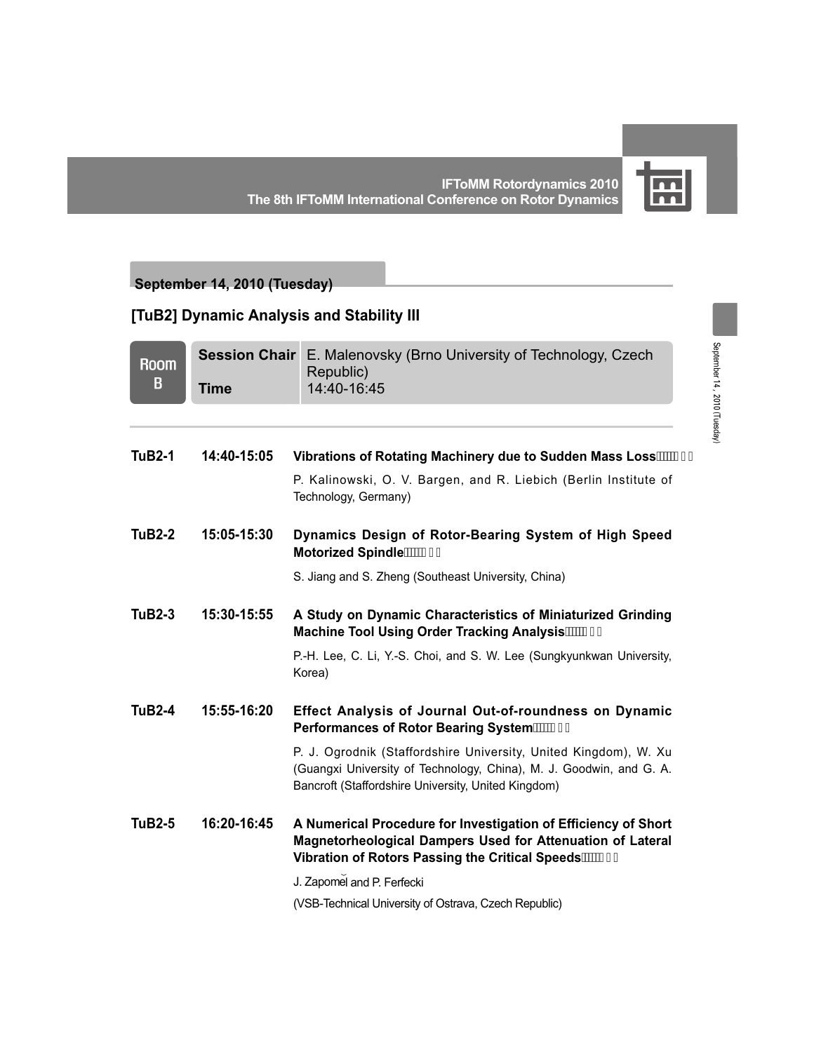## September 14, 2010 (Tuesday)

## [TuB2] Dynamic Analysis and Stability III

| Room B | | |
|---|---|---|
| | **Session Chair** | E. Malenovsky (Brno University of Technology, Czech Republic) |
| | **Time** | 14:40-16:45 |

**TuB2-1** **14:40-15:05** **Vibrations of Rotating Machinery due to Sudden Mass Loss**

P. Kalinowski, O. V. Bargen, and R. Liebich (Berlin Institute of Technology, Germany)

**TuB2-2** **15:05-15:30** **Dynamics Design of Rotor-Bearing System of High Speed Motorized Spindle**

S. Jiang and S. Zheng (Southeast University, China)

**TuB2-3** **15:30-15:55** **A Study on Dynamic Characteristics of Miniaturized Grinding Machine Tool Using Order Tracking Analysis**

P.-H. Lee, C. Li, Y.-S. Choi, and S. W. Lee (Sungkyunkwan University, Korea)

**TuB2-4** **15:55-16:20** **Effect Analysis of Journal Out-of-roundness on Dynamic Performances of Rotor Bearing System**

P. J. Ogrodnik (Staffordshire University, United Kingdom), W. Xu (Guangxi University of Technology, China), M. J. Goodwin, and G. A. Bancroft (Staffordshire University, United Kingdom)

**TuB2-5** **16:20-16:45** **A Numerical Procedure for Investigation of Efficiency of Short Magnetorheological Dampers Used for Attenuation of Lateral Vibration of Rotors Passing the Critical Speeds**

J. Zapoměl and P. Ferfecki

(VSB-Technical University of Ostrava, Czech Republic)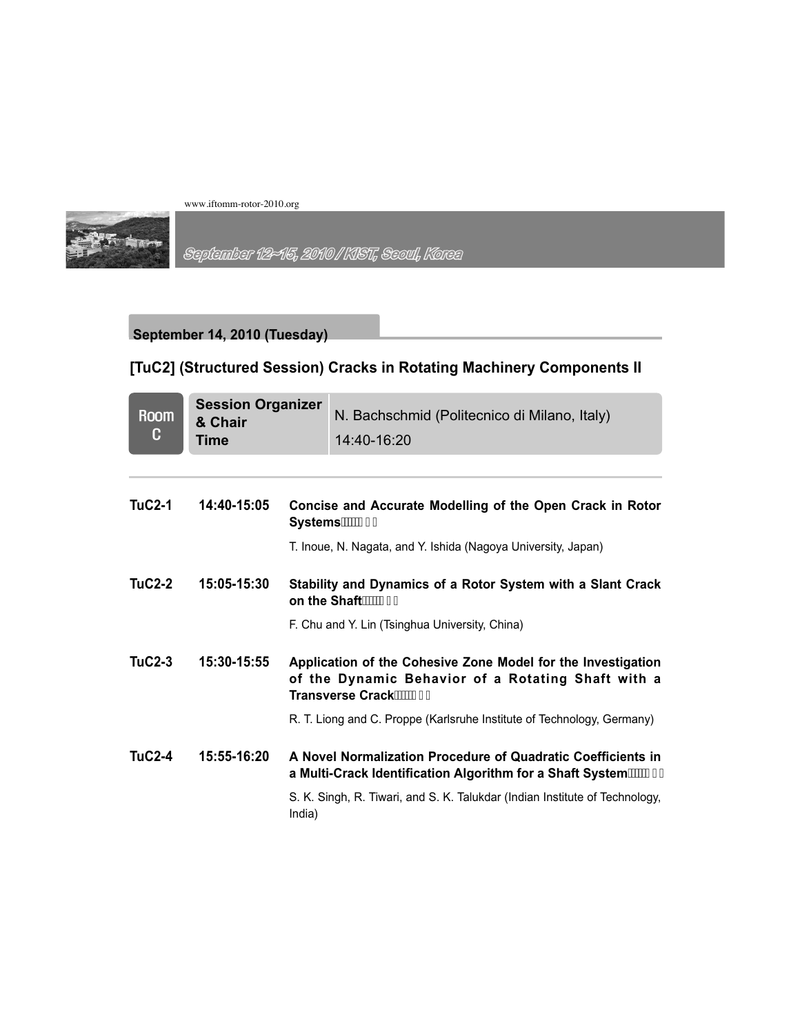## September 14, 2010 (Tuesday)

## [TuC2] (Structured Session) Cracks in Rotating Machinery Components II

| Room C | Session Organizer & Chair | N. Bachschmid (Politecnico di Milano, Italy) |
|---|---|---|
| | Time | 14:40-16:20 |

| | | |
|---|---|---|
| **TuC2-1** | **14:40-15:05** | **Concise and Accurate Modelling of the Open Crack in Rotor Systems** <br> T. Inoue, N. Nagata, and Y. Ishida (Nagoya University, Japan) |
| **TuC2-2** | **15:05-15:30** | **Stability and Dynamics of a Rotor System with a Slant Crack on the Shaft** <br> F. Chu and Y. Lin (Tsinghua University, China) |
| **TuC2-3** | **15:30-15:55** | **Application of the Cohesive Zone Model for the Investigation of the Dynamic Behavior of a Rotating Shaft with a Transverse Crack** <br> R. T. Liong and C. Proppe (Karlsruhe Institute of Technology, Germany) |
| **TuC2-4** | **15:55-16:20** | **A Novel Normalization Procedure of Quadratic Coefficients in a Multi-Crack Identification Algorithm for a Shaft System** <br> S. K. Singh, R. Tiwari, and S. K. Talukdar (Indian Institute of Technology, India) |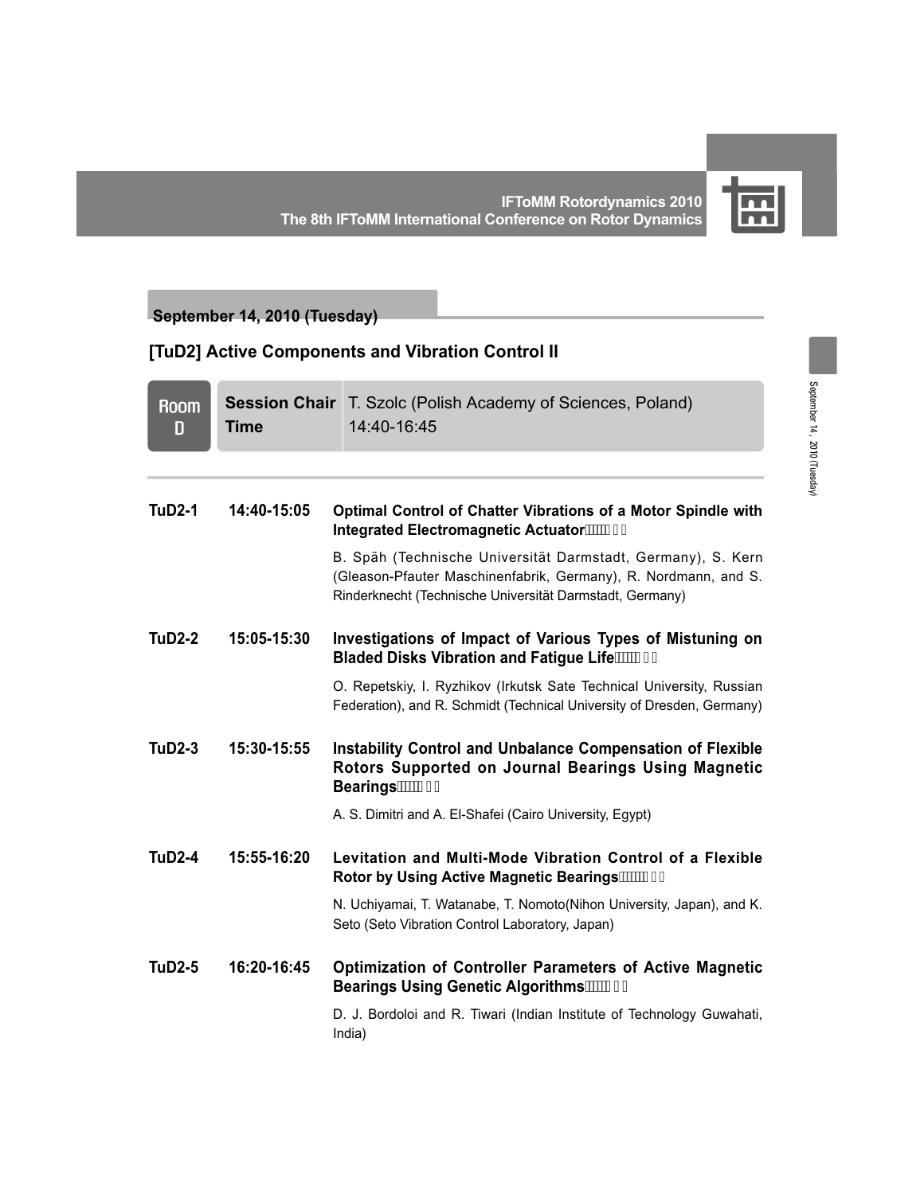## September 14, 2010 (Tuesday)

## [TuD2] Active Components and Vibration Control II

| Room D | | |
|---|---|---|
| | **Session Chair** | T. Szolc (Polish Academy of Sciences, Poland) |
| | **Time** | 14:40-16:45 |

**TuD2-1** **14:40-15:05** **Optimal Control of Chatter Vibrations of a Motor Spindle with Integrated Electromagnetic Actuator**

B. Späh (Technische Universität Darmstadt, Germany), S. Kern (Gleason-Pfauter Maschinenfabrik, Germany), R. Nordmann, and S. Rinderknecht (Technische Universität Darmstadt, Germany)

**TuD2-2** **15:05-15:30** **Investigations of Impact of Various Types of Mistuning on Bladed Disks Vibration and Fatigue Life**

O. Repetskiy, I. Ryzhikov (Irkutsk Sate Technical University, Russian Federation), and R. Schmidt (Technical University of Dresden, Germany)

**TuD2-3** **15:30-15:55** **Instability Control and Unbalance Compensation of Flexible Rotors Supported on Journal Bearings Using Magnetic Bearings**

A. S. Dimitri and A. El-Shafei (Cairo University, Egypt)

**TuD2-4** **15:55-16:20** **Levitation and Multi-Mode Vibration Control of a Flexible Rotor by Using Active Magnetic Bearings**

N. Uchiyamai, T. Watanabe, T. Nomoto(Nihon University, Japan), and K. Seto (Seto Vibration Control Laboratory, Japan)

**TuD2-5** **16:20-16:45** **Optimization of Controller Parameters of Active Magnetic Bearings Using Genetic Algorithms**

D. J. Bordoloi and R. Tiwari (Indian Institute of Technology Guwahati, India)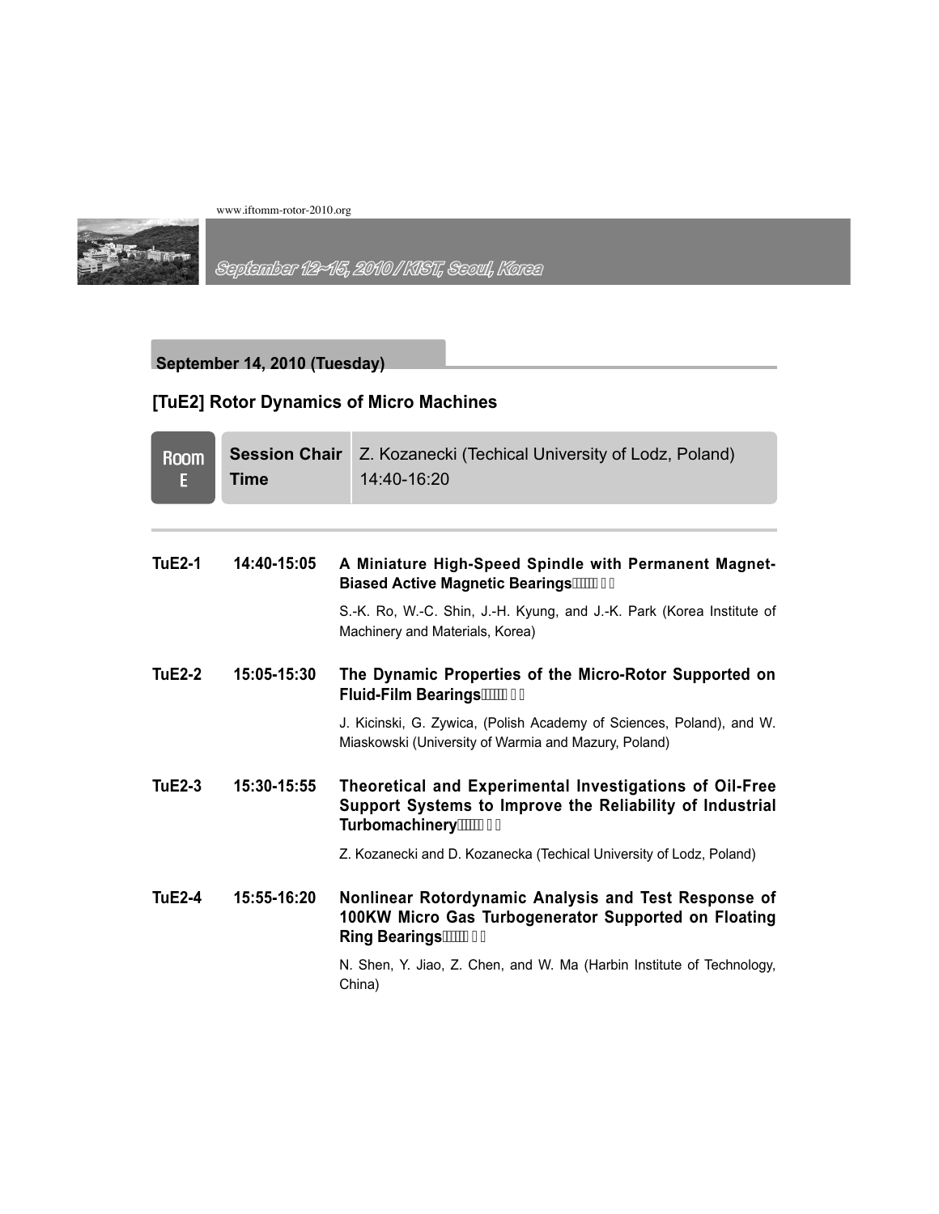## September 14, 2010 (Tuesday)

### [TuE2] Rotor Dynamics of Micro Machines

| Room E | | |
|---|---|---|
| | **Session Chair** | Z. Kozanecki (Techical University of Lodz, Poland) |
| | **Time** | 14:40-16:20 |

**TuE2-1** 14:40-15:05 **A Miniature High-Speed Spindle with Permanent Magnet-Biased Active Magnetic Bearings**

S.-K. Ro, W.-C. Shin, J.-H. Kyung, and J.-K. Park (Korea Institute of Machinery and Materials, Korea)

**TuE2-2** 15:05-15:30 **The Dynamic Properties of the Micro-Rotor Supported on Fluid-Film Bearings**

J. Kicinski, G. Zywica, (Polish Academy of Sciences, Poland), and W. Miaskowski (University of Warmia and Mazury, Poland)

**TuE2-3** 15:30-15:55 **Theoretical and Experimental Investigations of Oil-Free Support Systems to Improve the Reliability of Industrial Turbomachinery**

Z. Kozanecki and D. Kozanecka (Techical University of Lodz, Poland)

**TuE2-4** 15:55-16:20 **Nonlinear Rotordynamic Analysis and Test Response of 100KW Micro Gas Turbogenerator Supported on Floating Ring Bearings**

N. Shen, Y. Jiao, Z. Chen, and W. Ma (Harbin Institute of Technology, China)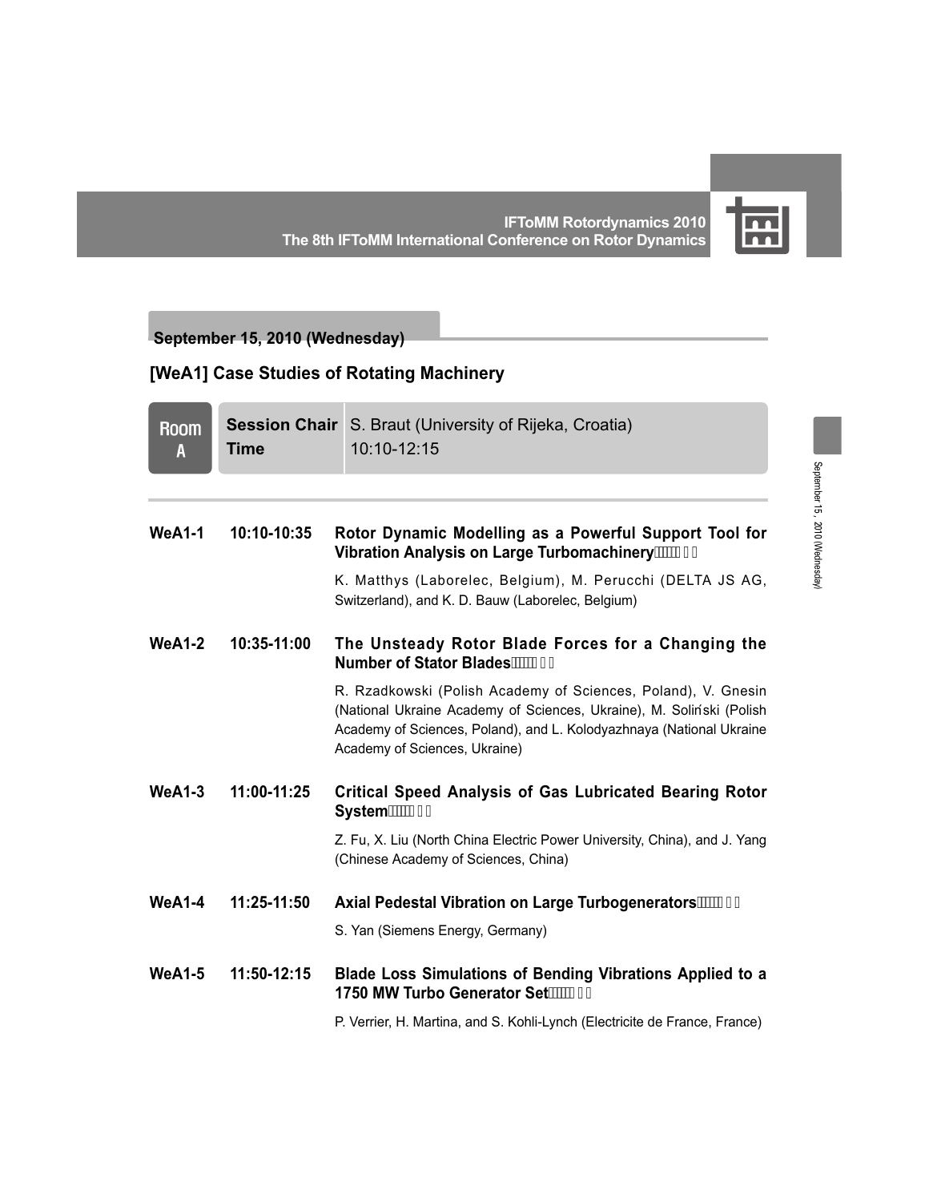## September 15, 2010 (Wednesday)

### [WeA1] Case Studies of Rotating Machinery

| Room A | | |
|---|---|---|
| | **Session Chair** | S. Braut (University of Rijeka, Croatia) |
| | **Time** | 10:10-12:15 |

**WeA1-1** 10:10-10:35

**Rotor Dynamic Modelling as a Powerful Support Tool for Vibration Analysis on Large Turbomachinery**

K. Matthys (Laborelec, Belgium), M. Perucchi (DELTA JS AG, Switzerland), and K. D. Bauw (Laborelec, Belgium)

**WeA1-2** 10:35-11:00

**The Unsteady Rotor Blade Forces for a Changing the Number of Stator Blades**

R. Rzadkowski (Polish Academy of Sciences, Poland), V. Gnesin (National Ukraine Academy of Sciences, Ukraine), M. Soliński (Polish Academy of Sciences, Poland), and L. Kolodyazhnaya (National Ukraine Academy of Sciences, Ukraine)

**WeA1-3** 11:00-11:25

**Critical Speed Analysis of Gas Lubricated Bearing Rotor System**

Z. Fu, X. Liu (North China Electric Power University, China), and J. Yang (Chinese Academy of Sciences, China)

**WeA1-4** 11:25-11:50

**Axial Pedestal Vibration on Large Turbogenerators**

S. Yan (Siemens Energy, Germany)

**WeA1-5** 11:50-12:15

**Blade Loss Simulations of Bending Vibrations Applied to a 1750 MW Turbo Generator Set**

P. Verrier, H. Martina, and S. Kohli-Lynch (Electricite de France, France)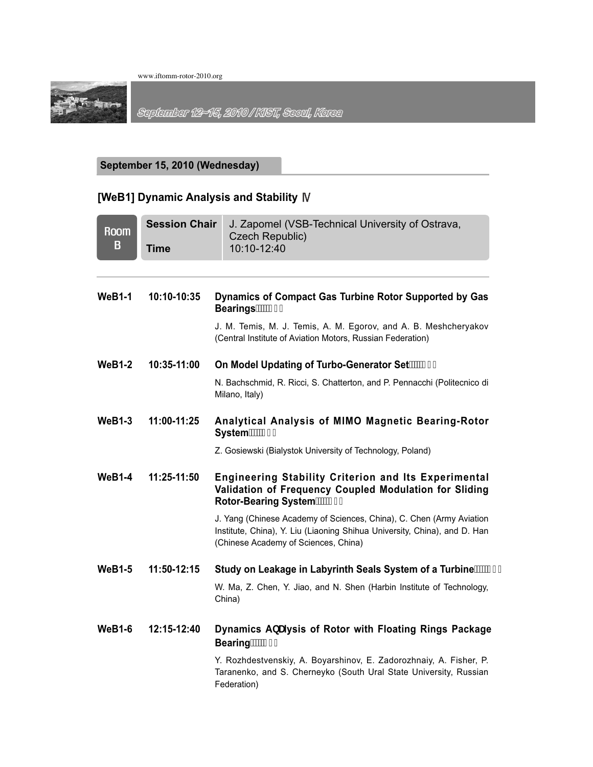## September 15, 2010 (Wednesday)

### [WeB1] Dynamic Analysis and Stability Ⅳ

| Room B | | |
|---|---|---|
| | **Session Chair** | J. Zapomel (VSB-Technical University of Ostrava, Czech Republic) |
| | **Time** | 10:10-12:40 |

**WeB1-1** 10:10-10:35 **Dynamics of Compact Gas Turbine Rotor Supported by Gas Bearings**

J. M. Temis, M. J. Temis, A. M. Egorov, and A. B. Meshcheryakov (Central Institute of Aviation Motors, Russian Federation)

**WeB1-2** 10:35-11:00 **On Model Updating of Turbo-Generator Set**

N. Bachschmid, R. Ricci, S. Chatterton, and P. Pennacchi (Politecnico di Milano, Italy)

**WeB1-3** 11:00-11:25 **Analytical Analysis of MIMO Magnetic Bearing-Rotor System**

Z. Gosiewski (Bialystok University of Technology, Poland)

**WeB1-4** 11:25-11:50 **Engineering Stability Criterion and Its Experimental Validation of Frequency Coupled Modulation for Sliding Rotor-Bearing System**

J. Yang (Chinese Academy of Sciences, China), C. Chen (Army Aviation Institute, China), Y. Liu (Liaoning Shihua University, China), and D. Han (Chinese Academy of Sciences, China)

**WeB1-5** 11:50-12:15 **Study on Leakage in Labyrinth Seals System of a Turbine**

W. Ma, Z. Chen, Y. Jiao, and N. Shen (Harbin Institute of Technology, China)

**WeB1-6** 12:15-12:40 **Dynamics AQDlysis of Rotor with Floating Rings Package Bearing**

Y. Rozhdestvenskiy, A. Boyarshinov, E. Zadorozhnaiy, A. Fisher, P. Taranenko, and S. Cherneyko (South Ural State University, Russian Federation)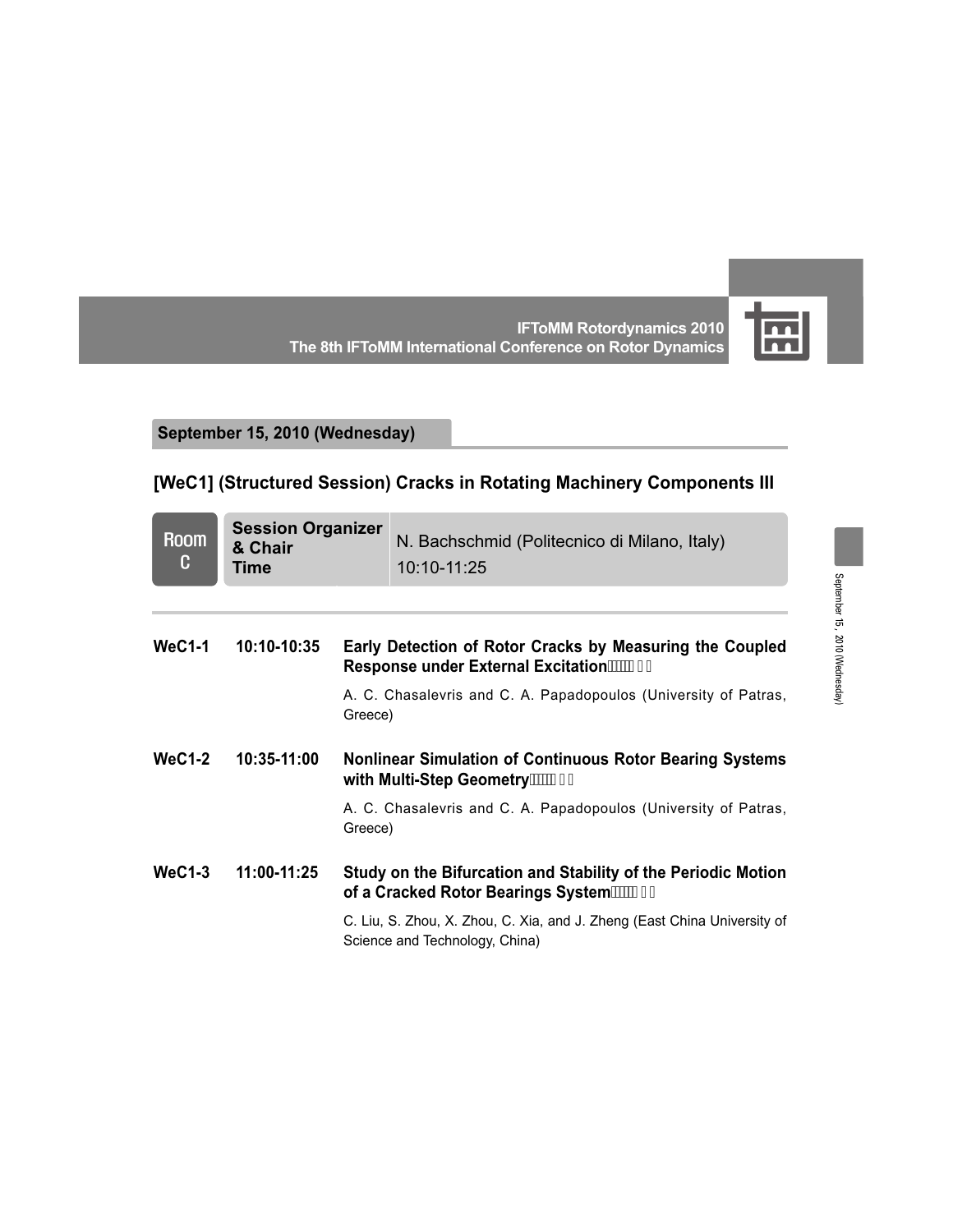## September 15, 2010 (Wednesday)

### [WeC1] (Structured Session) Cracks in Rotating Machinery Components III

| Room C | |
|---|---|
| Session Organizer & Chair | N. Bachschmid (Politecnico di Milano, Italy) |
| Time | 10:10-11:25 |

**WeC1-1** **10:10-10:35** **Early Detection of Rotor Cracks by Measuring the Coupled Response under External Excitation**

A. C. Chasalevris and C. A. Papadopoulos (University of Patras, Greece)

**WeC1-2** **10:35-11:00** **Nonlinear Simulation of Continuous Rotor Bearing Systems with Multi-Step Geometry**

A. C. Chasalevris and C. A. Papadopoulos (University of Patras, Greece)

**WeC1-3** **11:00-11:25** **Study on the Bifurcation and Stability of the Periodic Motion of a Cracked Rotor Bearings System**

C. Liu, S. Zhou, X. Zhou, C. Xia, and J. Zheng (East China University of Science and Technology, China)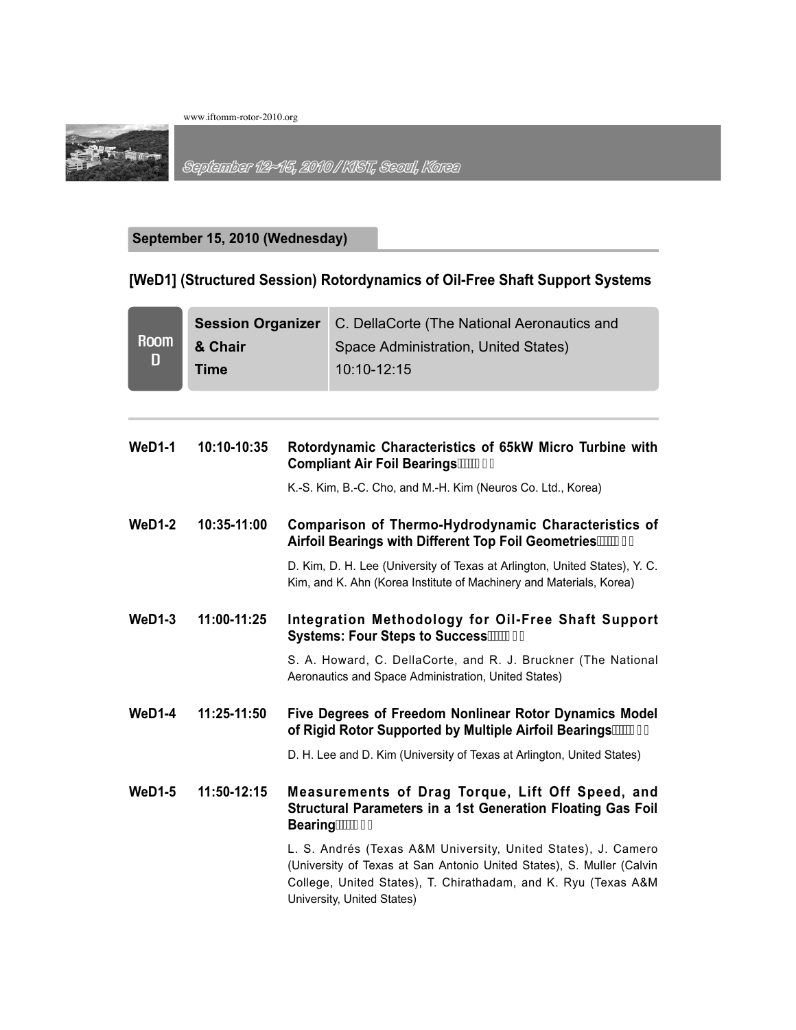## September 15, 2010 (Wednesday)

### [WeD1] (Structured Session) Rotordynamics of Oil-Free Shaft Support Systems

| Room D | | |
|---|---|---|
| | **Session Organizer & Chair** | C. DellaCorte (The National Aeronautics and Space Administration, United States) |
| | **Time** | 10:10-12:15 |

**WeD1-1** **10:10-10:35** **Rotordynamic Characteristics of 65kW Micro Turbine with Compliant Air Foil Bearings**

K.-S. Kim, B.-C. Cho, and M.-H. Kim (Neuros Co. Ltd., Korea)

**WeD1-2** **10:35-11:00** **Comparison of Thermo-Hydrodynamic Characteristics of Airfoil Bearings with Different Top Foil Geometries**

D. Kim, D. H. Lee (University of Texas at Arlington, United States), Y. C. Kim, and K. Ahn (Korea Institute of Machinery and Materials, Korea)

**WeD1-3** **11:00-11:25** **Integration Methodology for Oil-Free Shaft Support Systems: Four Steps to Success**

S. A. Howard, C. DellaCorte, and R. J. Bruckner (The National Aeronautics and Space Administration, United States)

**WeD1-4** **11:25-11:50** **Five Degrees of Freedom Nonlinear Rotor Dynamics Model of Rigid Rotor Supported by Multiple Airfoil Bearings**

D. H. Lee and D. Kim (University of Texas at Arlington, United States)

**WeD1-5** **11:50-12:15** **Measurements of Drag Torque, Lift Off Speed, and Structural Parameters in a 1st Generation Floating Gas Foil Bearing**

L. S. Andrés (Texas A&M University, United States), J. Camero (University of Texas at San Antonio United States), S. Muller (Calvin College, United States), T. Chirathadam, and K. Ryu (Texas A&M University, United States)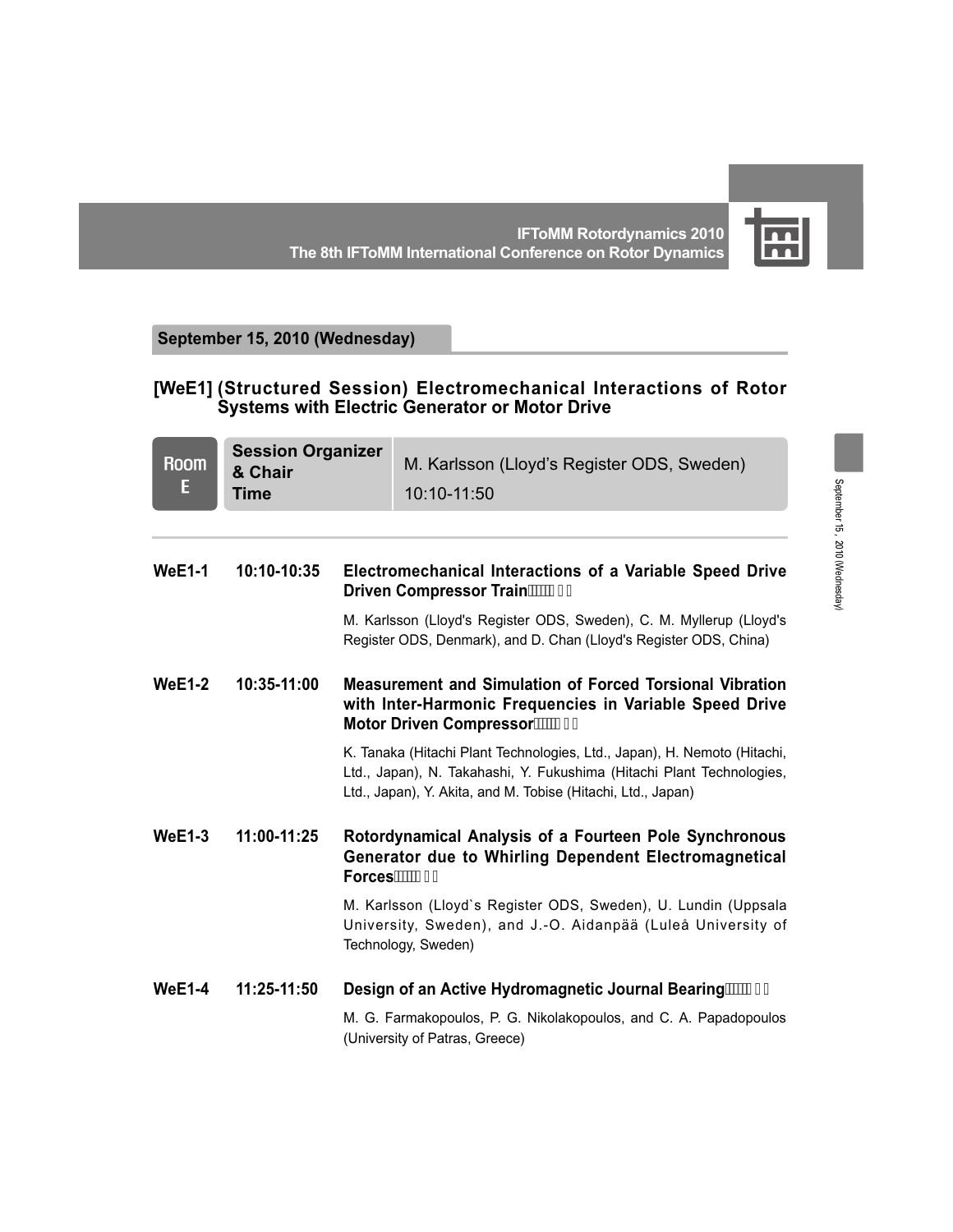## September 15, 2010 (Wednesday)

### [WeE1] (Structured Session) Electromechanical Interactions of Rotor Systems with Electric Generator or Motor Drive

| Room E | | |
|---|---|---|
| | **Session Organizer & Chair** | M. Karlsson (Lloyd's Register ODS, Sweden) |
| | **Time** | 10:10-11:50 |

**WeE1-1** 10:10-10:35 **Electromechanical Interactions of a Variable Speed Drive Driven Compressor Train**

M. Karlsson (Lloyd's Register ODS, Sweden), C. M. Myllerup (Lloyd's Register ODS, Denmark), and D. Chan (Lloyd's Register ODS, China)

**WeE1-2** 10:35-11:00 **Measurement and Simulation of Forced Torsional Vibration with Inter-Harmonic Frequencies in Variable Speed Drive Motor Driven Compressor**

K. Tanaka (Hitachi Plant Technologies, Ltd., Japan), H. Nemoto (Hitachi, Ltd., Japan), N. Takahashi, Y. Fukushima (Hitachi Plant Technologies, Ltd., Japan), Y. Akita, and M. Tobise (Hitachi, Ltd., Japan)

**WeE1-3** 11:00-11:25 **Rotordynamical Analysis of a Fourteen Pole Synchronous Generator due to Whirling Dependent Electromagnetical Forces**

M. Karlsson (Lloyd`s Register ODS, Sweden), U. Lundin (Uppsala University, Sweden), and J.-O. Aidanpää (Luleå University of Technology, Sweden)

**WeE1-4** 11:25-11:50 **Design of an Active Hydromagnetic Journal Bearing**

M. G. Farmakopoulos, P. G. Nikolakopoulos, and C. A. Papadopoulos (University of Patras, Greece)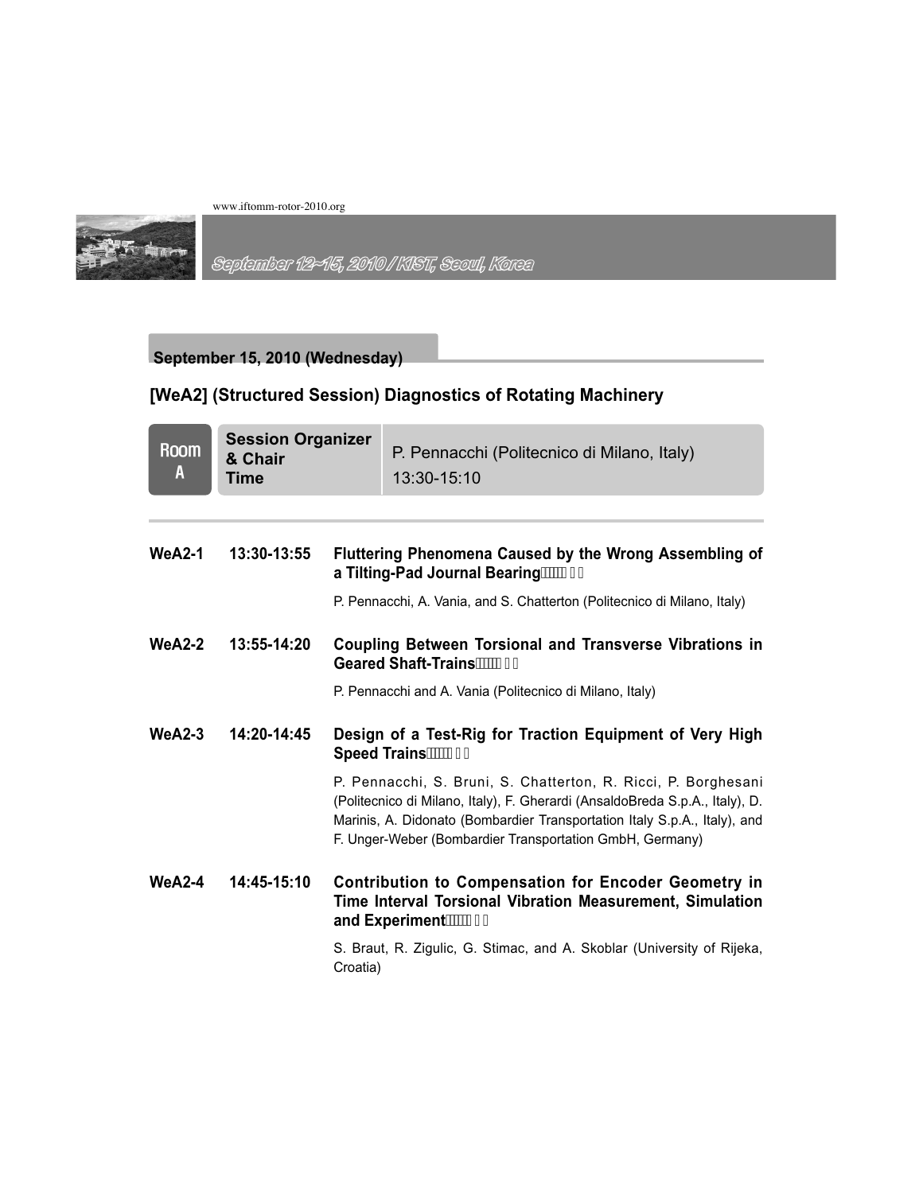## September 15, 2010 (Wednesday)

### [WeA2] (Structured Session) Diagnostics of Rotating Machinery

| Room A | Session Organizer & Chair | P. Pennacchi (Politecnico di Milano, Italy) |
|---|---|---|
| | Time | 13:30-15:10 |

**WeA2-1** 13:30-13:55 **Fluttering Phenomena Caused by the Wrong Assembling of a Tilting-Pad Journal Bearing**

P. Pennacchi, A. Vania, and S. Chatterton (Politecnico di Milano, Italy)

**WeA2-2** 13:55-14:20 **Coupling Between Torsional and Transverse Vibrations in Geared Shaft-Trains**

P. Pennacchi and A. Vania (Politecnico di Milano, Italy)

**WeA2-3** 14:20-14:45 **Design of a Test-Rig for Traction Equipment of Very High Speed Trains**

P. Pennacchi, S. Bruni, S. Chatterton, R. Ricci, P. Borghesani (Politecnico di Milano, Italy), F. Gherardi (AnsaldoBreda S.p.A., Italy), D. Marinis, A. Didonato (Bombardier Transportation Italy S.p.A., Italy), and F. Unger-Weber (Bombardier Transportation GmbH, Germany)

**WeA2-4** 14:45-15:10 **Contribution to Compensation for Encoder Geometry in Time Interval Torsional Vibration Measurement, Simulation and Experiment**

S. Braut, R. Zigulic, G. Stimac, and A. Skoblar (University of Rijeka, Croatia)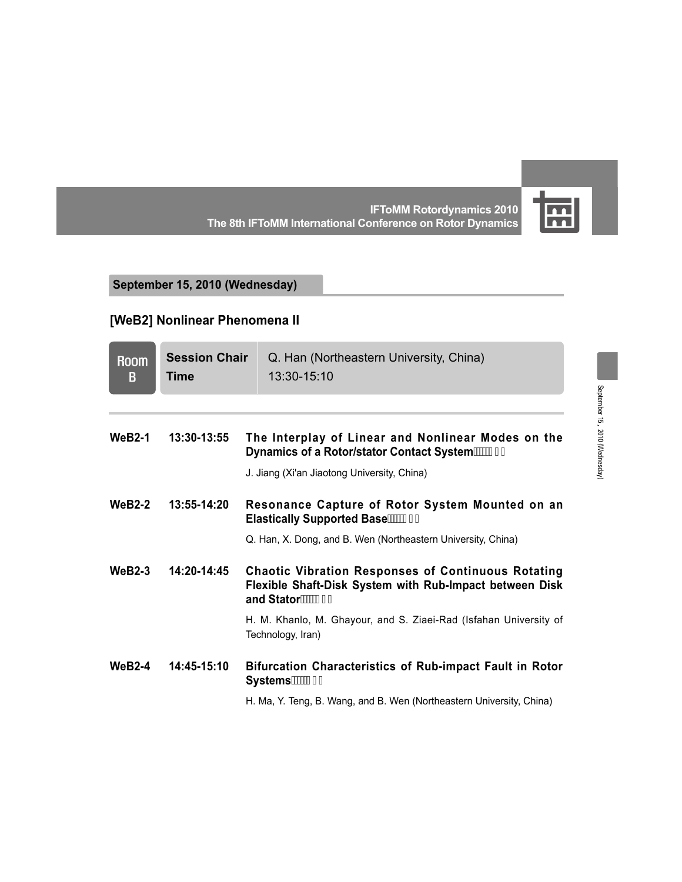## September 15, 2010 (Wednesday)

## [WeB2] Nonlinear Phenomena II

| Room B | | |
|---|---|---|
| | **Session Chair** | Q. Han (Northeastern University, China) |
| | **Time** | 13:30-15:10 |

**WeB2-1** 13:30-13:55 **The Interplay of Linear and Nonlinear Modes on the Dynamics of a Rotor/stator Contact System**

J. Jiang (Xi'an Jiaotong University, China)

**WeB2-2** 13:55-14:20 **Resonance Capture of Rotor System Mounted on an Elastically Supported Base**

Q. Han, X. Dong, and B. Wen (Northeastern University, China)

**WeB2-3** 14:20-14:45 **Chaotic Vibration Responses of Continuous Rotating Flexible Shaft-Disk System with Rub-Impact between Disk and Stator**

H. M. Khanlo, M. Ghayour, and S. Ziaei-Rad (Isfahan University of Technology, Iran)

**WeB2-4** 14:45-15:10 **Bifurcation Characteristics of Rub-impact Fault in Rotor Systems**

H. Ma, Y. Teng, B. Wang, and B. Wen (Northeastern University, China)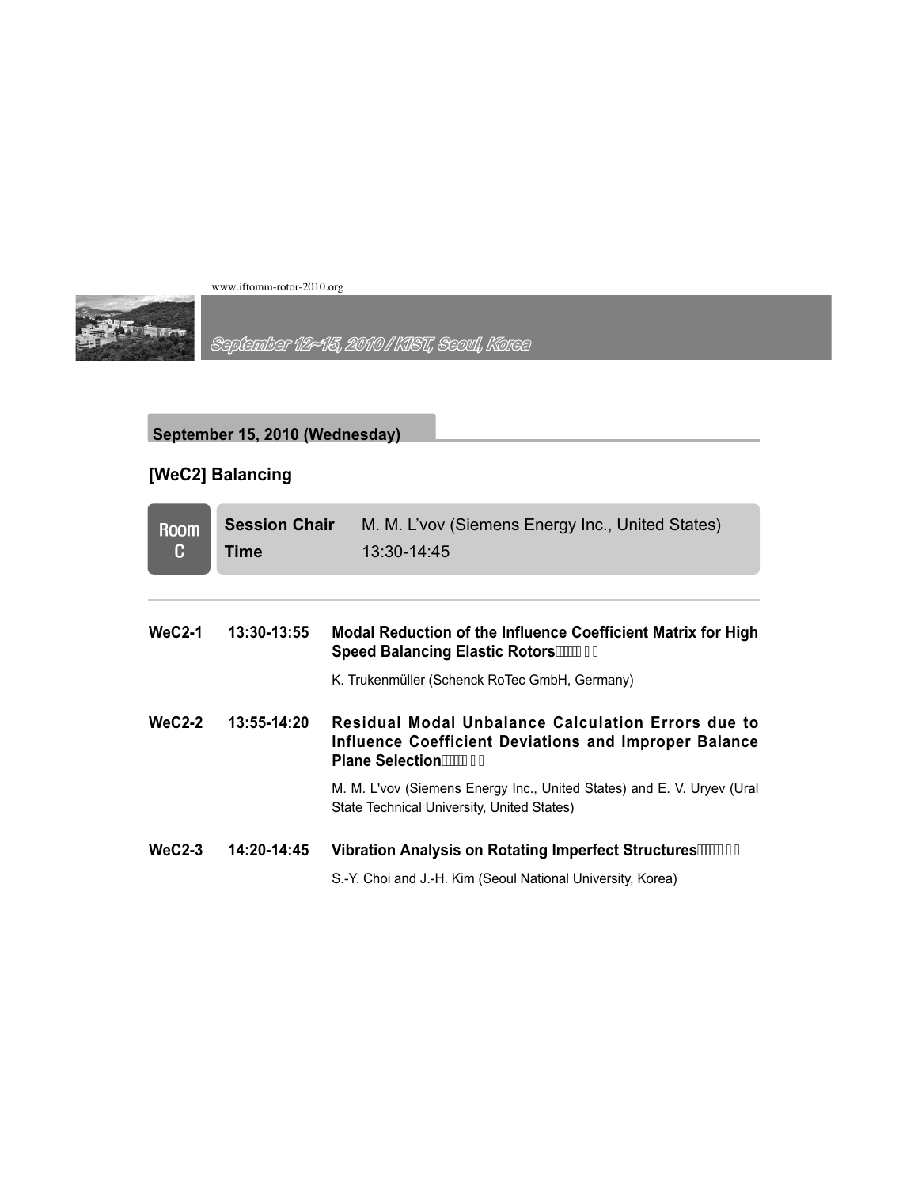## September 15, 2010 (Wednesday)

### [WeC2] Balancing

| Room C | | |
|---|---|---|
| | **Session Chair** | M. M. L'vov (Siemens Energy Inc., United States) |
| | **Time** | 13:30-14:45 |

**WeC2-1** &nbsp; **13:30-13:55** &nbsp; **Modal Reduction of the Influence Coefficient Matrix for High Speed Balancing Elastic Rotors**

K. Trukenmüller (Schenck RoTec GmbH, Germany)

**WeC2-2** &nbsp; **13:55-14:20** &nbsp; **Residual Modal Unbalance Calculation Errors due to Influence Coefficient Deviations and Improper Balance Plane Selection**

M. M. L'vov (Siemens Energy Inc., United States) and E. V. Uryev (Ural State Technical University, United States)

**WeC2-3** &nbsp; **14:20-14:45** &nbsp; **Vibration Analysis on Rotating Imperfect Structures**

S.-Y. Choi and J.-H. Kim (Seoul National University, Korea)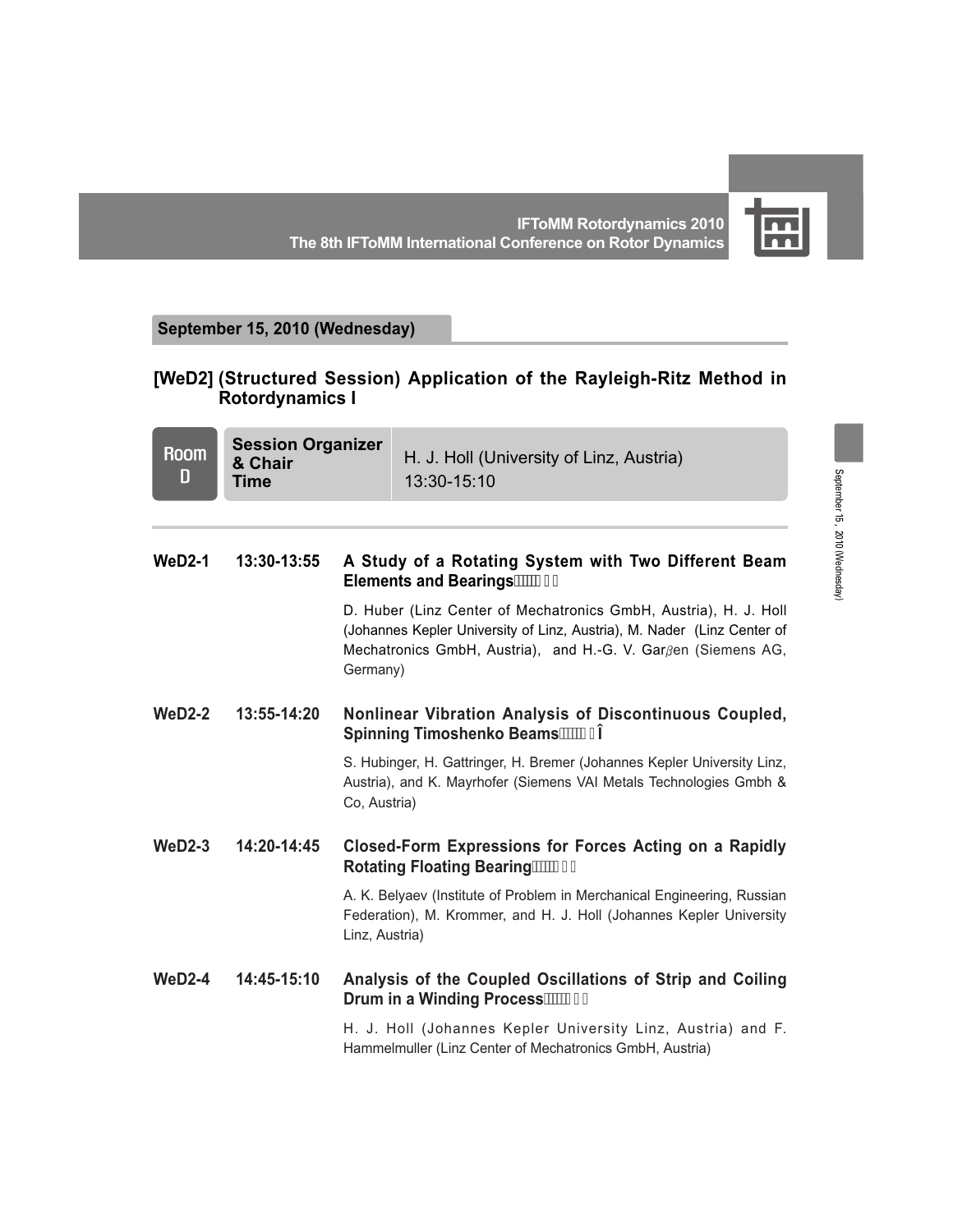**September 15, 2010 (Wednesday)**

## [WeD2] (Structured Session) Application of the Rayleigh-Ritz Method in Rotordynamics I

| Room D | |
|---|---|
| **Session Organizer & Chair** | H. J. Holl (University of Linz, Austria) |
| **Time** | 13:30-15:10 |

**WeD2-1** 13:30-13:55 **A Study of a Rotating System with Two Different Beam Elements and Bearings**

D. Huber (Linz Center of Mechatronics GmbH, Austria), H. J. Holl (Johannes Kepler University of Linz, Austria), M. Nader (Linz Center of Mechatronics GmbH, Austria), and H.-G. V. Gar$\beta$en (Siemens AG, Germany)

**WeD2-2** 13:55-14:20 **Nonlinear Vibration Analysis of Discontinuous Coupled, Spinning Timoshenko Beams**

S. Hubinger, H. Gattringer, H. Bremer (Johannes Kepler University Linz, Austria), and K. Mayrhofer (Siemens VAI Metals Technologies Gmbh & Co, Austria)

**WeD2-3** 14:20-14:45 **Closed-Form Expressions for Forces Acting on a Rapidly Rotating Floating Bearing**

A. K. Belyaev (Institute of Problem in Merchanical Engineering, Russian Federation), M. Krommer, and H. J. Holl (Johannes Kepler University Linz, Austria)

**WeD2-4** 14:45-15:10 **Analysis of the Coupled Oscillations of Strip and Coiling Drum in a Winding Process**

H. J. Holl (Johannes Kepler University Linz, Austria) and F. Hammelmuller (Linz Center of Mechatronics GmbH, Austria)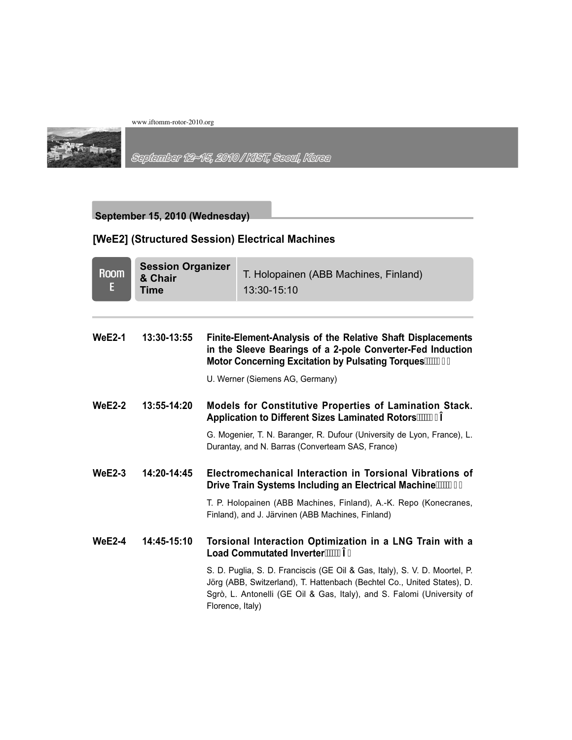## September 15, 2010 (Wednesday)

### [WeE2] (Structured Session) Electrical Machines

| Room E | Session Organizer & Chair | T. Holopainen (ABB Machines, Finland) |
|---|---|---|
| | Time | 13:30-15:10 |

**WeE2-1** 13:30-13:55 **Finite-Element-Analysis of the Relative Shaft Displacements in the Sleeve Bearings of a 2-pole Converter-Fed Induction Motor Concerning Excitation by Pulsating Torques**

U. Werner (Siemens AG, Germany)

**WeE2-2** 13:55-14:20 **Models for Constitutive Properties of Lamination Stack. Application to Different Sizes Laminated Rotors**

G. Mogenier, T. N. Baranger, R. Dufour (University de Lyon, France), L. Durantay, and N. Barras (Converteam SAS, France)

**WeE2-3** 14:20-14:45 **Electromechanical Interaction in Torsional Vibrations of Drive Train Systems Including an Electrical Machine**

T. P. Holopainen (ABB Machines, Finland), A.-K. Repo (Konecranes, Finland), and J. Järvinen (ABB Machines, Finland)

**WeE2-4** 14:45-15:10 **Torsional Interaction Optimization in a LNG Train with a Load Commutated Inverter**

S. D. Puglia, S. D. Franciscis (GE Oil & Gas, Italy), S. V. D. Moortel, P. Jörg (ABB, Switzerland), T. Hattenbach (Bechtel Co., United States), D. Sgrò, L. Antonelli (GE Oil & Gas, Italy), and S. Falomi (University of Florence, Italy)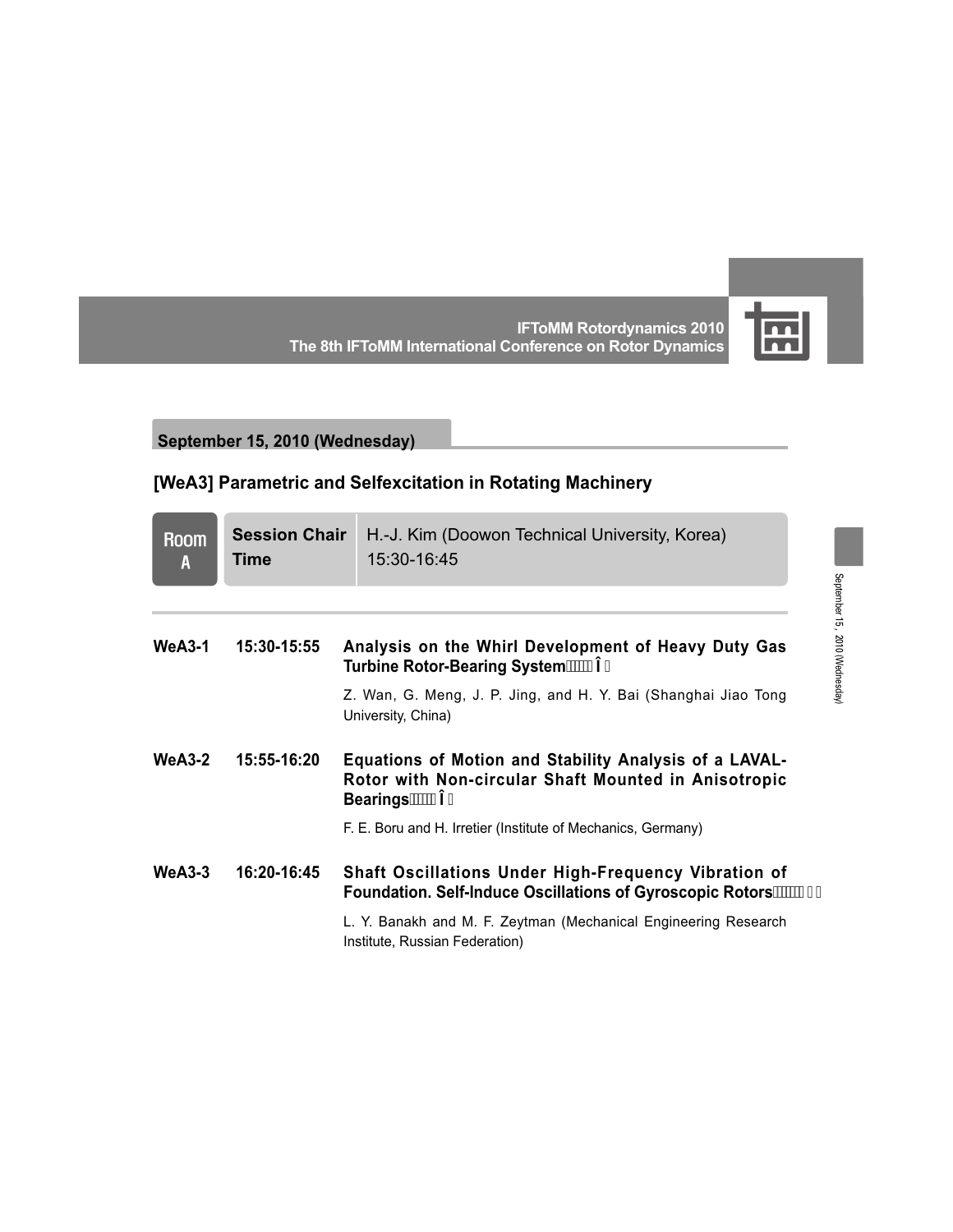## September 15, 2010 (Wednesday)

## [WeA3] Parametric and Selfexcitation in Rotating Machinery

| Room A | | |
|---|---|---|
| | **Session Chair** | H.-J. Kim (Doowon Technical University, Korea) |
| | **Time** | 15:30-16:45 |

**WeA3-1** 15:30-15:55 **Analysis on the Whirl Development of Heavy Duty Gas Turbine Rotor-Bearing System**

Z. Wan, G. Meng, J. P. Jing, and H. Y. Bai (Shanghai Jiao Tong University, China)

**WeA3-2** 15:55-16:20 **Equations of Motion and Stability Analysis of a LAVAL-Rotor with Non-circular Shaft Mounted in Anisotropic Bearings**

F. E. Boru and H. Irretier (Institute of Mechanics, Germany)

**WeA3-3** 16:20-16:45 **Shaft Oscillations Under High-Frequency Vibration of Foundation. Self-Induce Oscillations of Gyroscopic Rotors**

L. Y. Banakh and M. F. Zeytman (Mechanical Engineering Research Institute, Russian Federation)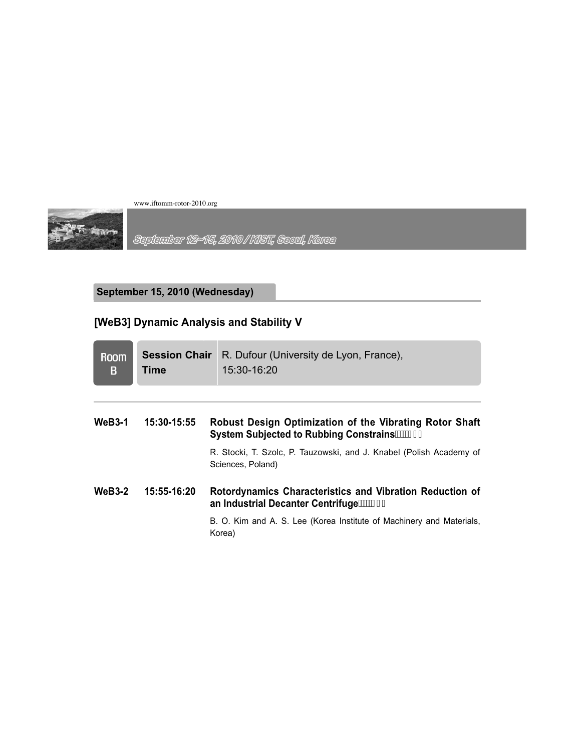## September 15, 2010 (Wednesday)

### [WeB3] Dynamic Analysis and Stability V

| Room B | Session Chair | R. Dufour (University de Lyon, France), |
|---|---|---|
| | Time | 15:30-16:20 |

**WeB3-1** 15:30-15:55 **Robust Design Optimization of the Vibrating Rotor Shaft System Subjected to Rubbing Constrains**

R. Stocki, T. Szolc, P. Tauzowski, and J. Knabel (Polish Academy of Sciences, Poland)

**WeB3-2** 15:55-16:20 **Rotordynamics Characteristics and Vibration Reduction of an Industrial Decanter Centrifuge**

B. O. Kim and A. S. Lee (Korea Institute of Machinery and Materials, Korea)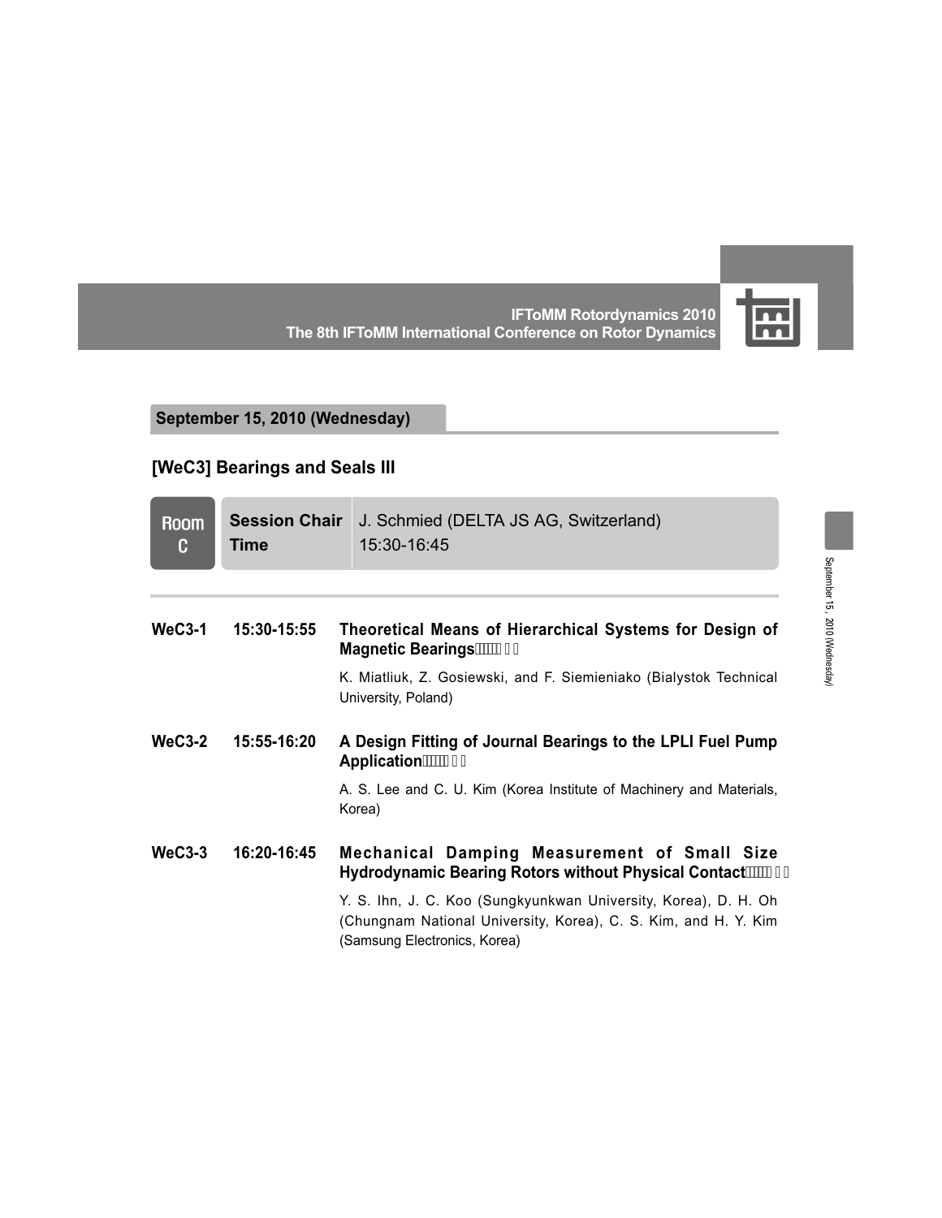## September 15, 2010 (Wednesday)

### [WeC3] Bearings and Seals III

| Room C | | |
|---|---|---|
| | **Session Chair** | J. Schmied (DELTA JS AG, Switzerland) |
| | **Time** | 15:30-16:45 |

**WeC3-1** 15:30-15:55 **Theoretical Means of Hierarchical Systems for Design of Magnetic Bearings**

K. Miatliuk, Z. Gosiewski, and F. Siemieniako (Bialystok Technical University, Poland)

**WeC3-2** 15:55-16:20 **A Design Fitting of Journal Bearings to the LPLI Fuel Pump Application**

A. S. Lee and C. U. Kim (Korea Institute of Machinery and Materials, Korea)

**WeC3-3** 16:20-16:45 **Mechanical Damping Measurement of Small Size Hydrodynamic Bearing Rotors without Physical Contact**

Y. S. Ihn, J. C. Koo (Sungkyunkwan University, Korea), D. H. Oh (Chungnam National University, Korea), C. S. Kim, and H. Y. Kim (Samsung Electronics, Korea)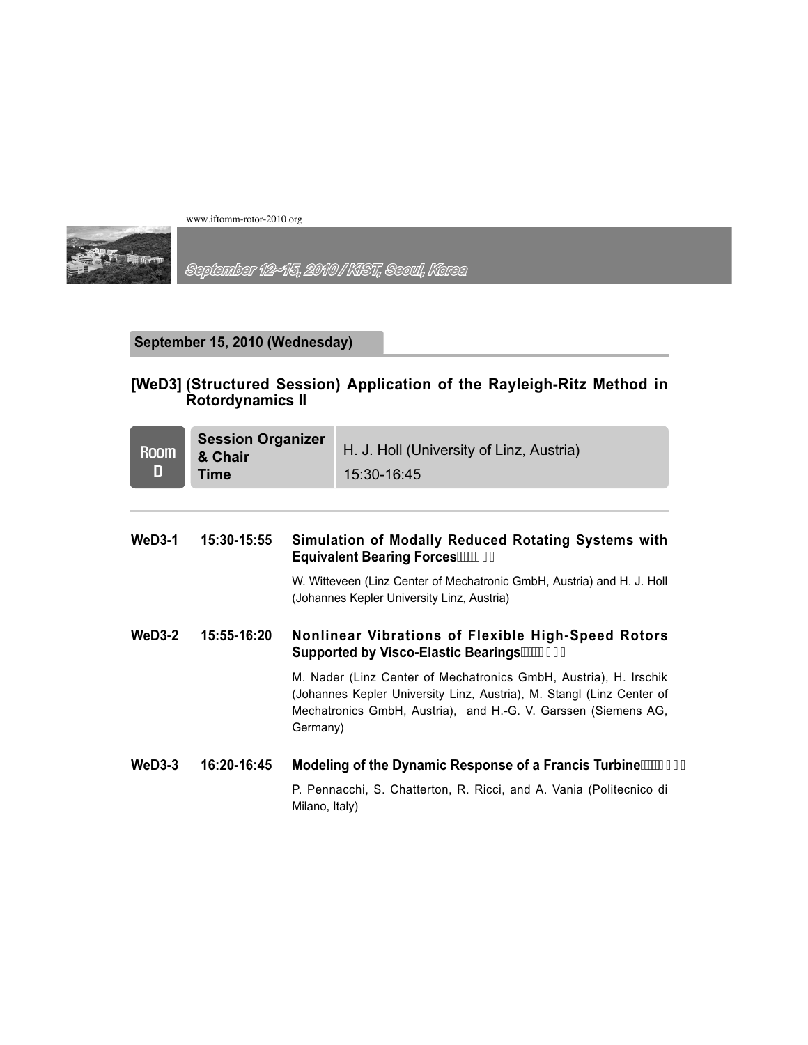## September 15, 2010 (Wednesday)

### [WeD3] (Structured Session) Application of the Rayleigh-Ritz Method in Rotordynamics II

| Room D | | |
|---|---|---|
| | Session Organizer & Chair | H. J. Holl (University of Linz, Austria) |
| | Time | 15:30-16:45 |

**WeD3-1** 15:30-15:55 **Simulation of Modally Reduced Rotating Systems with Equivalent Bearing Forces**

W. Witteveen (Linz Center of Mechatronic GmbH, Austria) and H. J. Holl (Johannes Kepler University Linz, Austria)

**WeD3-2** 15:55-16:20 **Nonlinear Vibrations of Flexible High-Speed Rotors Supported by Visco-Elastic Bearings**

M. Nader (Linz Center of Mechatronics GmbH, Austria), H. Irschik (Johannes Kepler University Linz, Austria), M. Stangl (Linz Center of Mechatronics GmbH, Austria), and H.-G. V. Garssen (Siemens AG, Germany)

**WeD3-3** 16:20-16:45 **Modeling of the Dynamic Response of a Francis Turbine**

P. Pennacchi, S. Chatterton, R. Ricci, and A. Vania (Politecnico di Milano, Italy)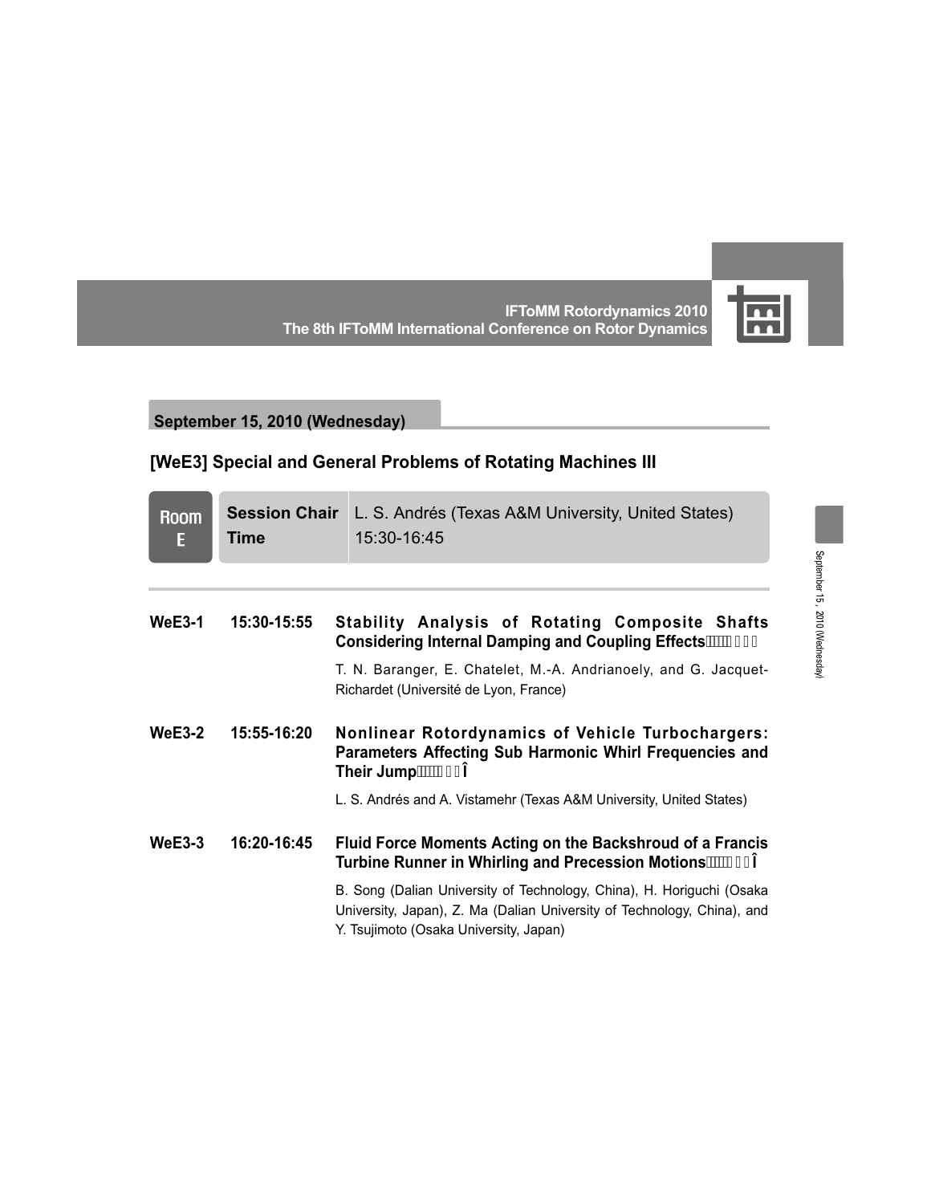September 15, 2010 (Wednesday)

## [WeE3] Special and General Problems of Rotating Machines III

| | | |
|---|---|---|
| Room E | Session Chair | L. S. Andrés (Texas A&M University, United States) |
| | Time | 15:30-16:45 |

**WeE3-1** 15:30-15:55 **Stability Analysis of Rotating Composite Shafts Considering Internal Damping and Coupling Effects**

T. N. Baranger, E. Chatelet, M.-A. Andrianoely, and G. Jacquet-Richardet (Université de Lyon, France)

**WeE3-2** 15:55-16:20 **Nonlinear Rotordynamics of Vehicle Turbochargers: Parameters Affecting Sub Harmonic Whirl Frequencies and Their Jump**

L. S. Andrés and A. Vistamehr (Texas A&M University, United States)

**WeE3-3** 16:20-16:45 **Fluid Force Moments Acting on the Backshroud of a Francis Turbine Runner in Whirling and Precession Motions**

B. Song (Dalian University of Technology, China), H. Horiguchi (Osaka University, Japan), Z. Ma (Dalian University of Technology, China), and Y. Tsujimoto (Osaka University, Japan)